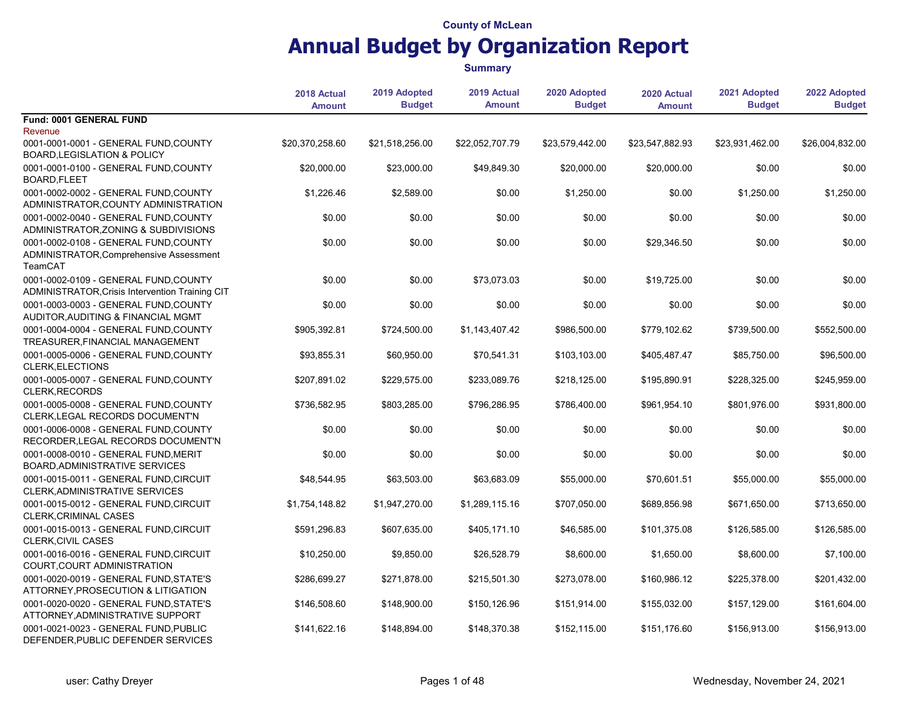County of McLean

# Annual Budget by Organization Report

**Summary**

| | 2018 Actual Amount | 2019 Adopted Budget | 2019 Actual Amount | 2020 Adopted Budget | 2020 Actual Amount | 2021 Adopted Budget | 2022 Adopted Budget |
|---|---|---|---|---|---|---|---|
| **Fund: 0001 GENERAL FUND** | | | | | | | |
| Revenue | | | | | | | |
| 0001-0001-0001 - GENERAL FUND,COUNTY BOARD,LEGISLATION & POLICY | $20,370,258.60 | $21,518,256.00 | $22,052,707.79 | $23,579,442.00 | $23,547,882.93 | $23,931,462.00 | $26,004,832.00 |
| 0001-0001-0100 - GENERAL FUND,COUNTY BOARD,FLEET | $20,000.00 | $23,000.00 | $49,849.30 | $20,000.00 | $20,000.00 | $0.00 | $0.00 |
| 0001-0002-0002 - GENERAL FUND,COUNTY ADMINISTRATOR,COUNTY ADMINISTRATION | $1,226.46 | $2,589.00 | $0.00 | $1,250.00 | $0.00 | $1,250.00 | $1,250.00 |
| 0001-0002-0040 - GENERAL FUND,COUNTY ADMINISTRATOR,ZONING & SUBDIVISIONS | $0.00 | $0.00 | $0.00 | $0.00 | $0.00 | $0.00 | $0.00 |
| 0001-0002-0108 - GENERAL FUND,COUNTY ADMINISTRATOR,Comprehensive Assessment TeamCAT | $0.00 | $0.00 | $0.00 | $0.00 | $29,346.50 | $0.00 | $0.00 |
| 0001-0002-0109 - GENERAL FUND,COUNTY ADMINISTRATOR,Crisis Intervention Training CIT | $0.00 | $0.00 | $73,073.03 | $0.00 | $19,725.00 | $0.00 | $0.00 |
| 0001-0003-0003 - GENERAL FUND,COUNTY AUDITOR,AUDITING & FINANCIAL MGMT | $0.00 | $0.00 | $0.00 | $0.00 | $0.00 | $0.00 | $0.00 |
| 0001-0004-0004 - GENERAL FUND,COUNTY TREASURER,FINANCIAL MANAGEMENT | $905,392.81 | $724,500.00 | $1,143,407.42 | $986,500.00 | $779,102.62 | $739,500.00 | $552,500.00 |
| 0001-0005-0006 - GENERAL FUND,COUNTY CLERK,ELECTIONS | $93,855.31 | $60,950.00 | $70,541.31 | $103,103.00 | $405,487.47 | $85,750.00 | $96,500.00 |
| 0001-0005-0007 - GENERAL FUND,COUNTY CLERK,RECORDS | $207,891.02 | $229,575.00 | $233,089.76 | $218,125.00 | $195,890.91 | $228,325.00 | $245,959.00 |
| 0001-0005-0008 - GENERAL FUND,COUNTY CLERK,LEGAL RECORDS DOCUMENT'N | $736,582.95 | $803,285.00 | $796,286.95 | $786,400.00 | $961,954.10 | $801,976.00 | $931,800.00 |
| 0001-0006-0008 - GENERAL FUND,COUNTY RECORDER,LEGAL RECORDS DOCUMENT'N | $0.00 | $0.00 | $0.00 | $0.00 | $0.00 | $0.00 | $0.00 |
| 0001-0008-0010 - GENERAL FUND,MERIT BOARD,ADMINISTRATIVE SERVICES | $0.00 | $0.00 | $0.00 | $0.00 | $0.00 | $0.00 | $0.00 |
| 0001-0015-0011 - GENERAL FUND,CIRCUIT CLERK,ADMINISTRATIVE SERVICES | $48,544.95 | $63,503.00 | $63,683.09 | $55,000.00 | $70,601.51 | $55,000.00 | $55,000.00 |
| 0001-0015-0012 - GENERAL FUND,CIRCUIT CLERK,CRIMINAL CASES | $1,754,148.82 | $1,947,270.00 | $1,289,115.16 | $707,050.00 | $689,856.98 | $671,650.00 | $713,650.00 |
| 0001-0015-0013 - GENERAL FUND,CIRCUIT CLERK,CIVIL CASES | $591,296.83 | $607,635.00 | $405,171.10 | $46,585.00 | $101,375.08 | $126,585.00 | $126,585.00 |
| 0001-0016-0016 - GENERAL FUND,CIRCUIT COURT,COURT ADMINISTRATION | $10,250.00 | $9,850.00 | $26,528.79 | $8,600.00 | $1,650.00 | $8,600.00 | $7,100.00 |
| 0001-0020-0019 - GENERAL FUND,STATE'S ATTORNEY,PROSECUTION & LITIGATION | $286,699.27 | $271,878.00 | $215,501.30 | $273,078.00 | $160,986.12 | $225,378.00 | $201,432.00 |
| 0001-0020-0020 - GENERAL FUND,STATE'S ATTORNEY,ADMINISTRATIVE SUPPORT | $146,508.60 | $148,900.00 | $150,126.96 | $151,914.00 | $155,032.00 | $157,129.00 | $161,604.00 |
| 0001-0021-0023 - GENERAL FUND,PUBLIC DEFENDER,PUBLIC DEFENDER SERVICES | $141,622.16 | $148,894.00 | $148,370.38 | $152,115.00 | $151,176.60 | $156,913.00 | $156,913.00 |

user: Cathy Dreyer | Wednesday, November 24, 2021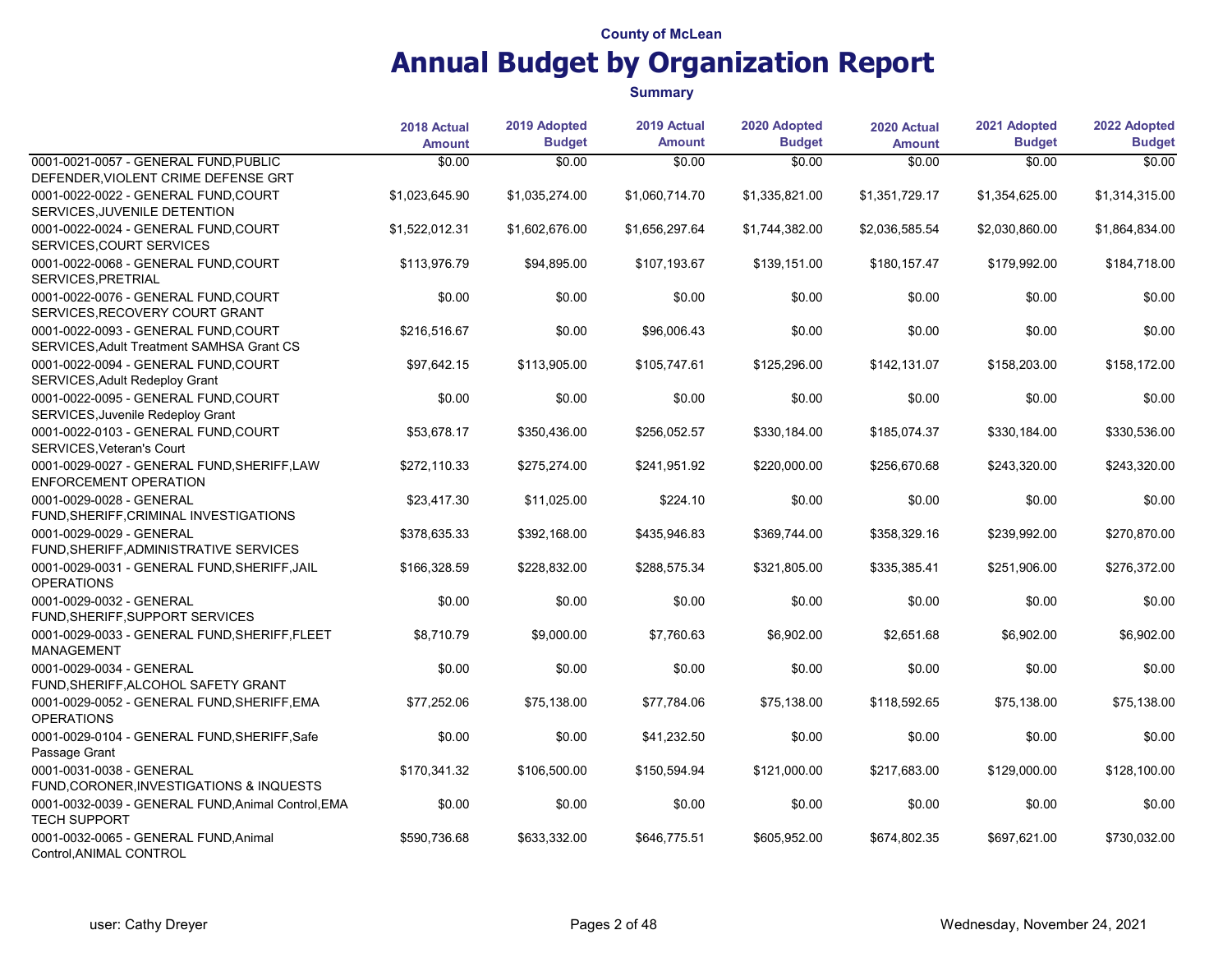County of McLean

# Annual Budget by Organization Report

**Summary**

| | 2018 Actual Amount | 2019 Adopted Budget | 2019 Actual Amount | 2020 Adopted Budget | 2020 Actual Amount | 2021 Adopted Budget | 2022 Adopted Budget |
|---|---|---|---|---|---|---|---|
| 0001-0021-0057 - GENERAL FUND,PUBLIC DEFENDER,VIOLENT CRIME DEFENSE GRT | $0.00 | $0.00 | $0.00 | $0.00 | $0.00 | $0.00 | $0.00 |
| 0001-0022-0022 - GENERAL FUND,COURT SERVICES,JUVENILE DETENTION | $1,023,645.90 | $1,035,274.00 | $1,060,714.70 | $1,335,821.00 | $1,351,729.17 | $1,354,625.00 | $1,314,315.00 |
| 0001-0022-0024 - GENERAL FUND,COURT SERVICES,COURT SERVICES | $1,522,012.31 | $1,602,676.00 | $1,656,297.64 | $1,744,382.00 | $2,036,585.54 | $2,030,860.00 | $1,864,834.00 |
| 0001-0022-0068 - GENERAL FUND,COURT SERVICES,PRETRIAL | $113,976.79 | $94,895.00 | $107,193.67 | $139,151.00 | $180,157.47 | $179,992.00 | $184,718.00 |
| 0001-0022-0076 - GENERAL FUND,COURT SERVICES,RECOVERY COURT GRANT | $0.00 | $0.00 | $0.00 | $0.00 | $0.00 | $0.00 | $0.00 |
| 0001-0022-0093 - GENERAL FUND,COURT SERVICES,Adult Treatment SAMHSA Grant CS | $216,516.67 | $0.00 | $96,006.43 | $0.00 | $0.00 | $0.00 | $0.00 |
| 0001-0022-0094 - GENERAL FUND,COURT SERVICES,Adult Redeploy Grant | $97,642.15 | $113,905.00 | $105,747.61 | $125,296.00 | $142,131.07 | $158,203.00 | $158,172.00 |
| 0001-0022-0095 - GENERAL FUND,COURT SERVICES,Juvenile Redeploy Grant | $0.00 | $0.00 | $0.00 | $0.00 | $0.00 | $0.00 | $0.00 |
| 0001-0022-0103 - GENERAL FUND,COURT SERVICES,Veteran's Court | $53,678.17 | $350,436.00 | $256,052.57 | $330,184.00 | $185,074.37 | $330,184.00 | $330,536.00 |
| 0001-0029-0027 - GENERAL FUND,SHERIFF,LAW ENFORCEMENT OPERATION | $272,110.33 | $275,274.00 | $241,951.92 | $220,000.00 | $256,670.68 | $243,320.00 | $243,320.00 |
| 0001-0029-0028 - GENERAL FUND,SHERIFF,CRIMINAL INVESTIGATIONS | $23,417.30 | $11,025.00 | $224.10 | $0.00 | $0.00 | $0.00 | $0.00 |
| 0001-0029-0029 - GENERAL FUND,SHERIFF,ADMINISTRATIVE SERVICES | $378,635.33 | $392,168.00 | $435,946.83 | $369,744.00 | $358,329.16 | $239,992.00 | $270,870.00 |
| 0001-0029-0031 - GENERAL FUND,SHERIFF,JAIL OPERATIONS | $166,328.59 | $228,832.00 | $288,575.34 | $321,805.00 | $335,385.41 | $251,906.00 | $276,372.00 |
| 0001-0029-0032 - GENERAL FUND,SHERIFF,SUPPORT SERVICES | $0.00 | $0.00 | $0.00 | $0.00 | $0.00 | $0.00 | $0.00 |
| 0001-0029-0033 - GENERAL FUND,SHERIFF,FLEET MANAGEMENT | $8,710.79 | $9,000.00 | $7,760.63 | $6,902.00 | $2,651.68 | $6,902.00 | $6,902.00 |
| 0001-0029-0034 - GENERAL FUND,SHERIFF,ALCOHOL SAFETY GRANT | $0.00 | $0.00 | $0.00 | $0.00 | $0.00 | $0.00 | $0.00 |
| 0001-0029-0052 - GENERAL FUND,SHERIFF,EMA OPERATIONS | $77,252.06 | $75,138.00 | $77,784.06 | $75,138.00 | $118,592.65 | $75,138.00 | $75,138.00 |
| 0001-0029-0104 - GENERAL FUND,SHERIFF,Safe Passage Grant | $0.00 | $0.00 | $41,232.50 | $0.00 | $0.00 | $0.00 | $0.00 |
| 0001-0031-0038 - GENERAL FUND,CORONER,INVESTIGATIONS & INQUESTS | $170,341.32 | $106,500.00 | $150,594.94 | $121,000.00 | $217,683.00 | $129,000.00 | $128,100.00 |
| 0001-0032-0039 - GENERAL FUND,Animal Control,EMA TECH SUPPORT | $0.00 | $0.00 | $0.00 | $0.00 | $0.00 | $0.00 | $0.00 |
| 0001-0032-0065 - GENERAL FUND,Animal Control,ANIMAL CONTROL | $590,736.68 | $633,332.00 | $646,775.51 | $605,952.00 | $674,802.35 | $697,621.00 | $730,032.00 |

user: Cathy Dreyer | Wednesday, November 24, 2021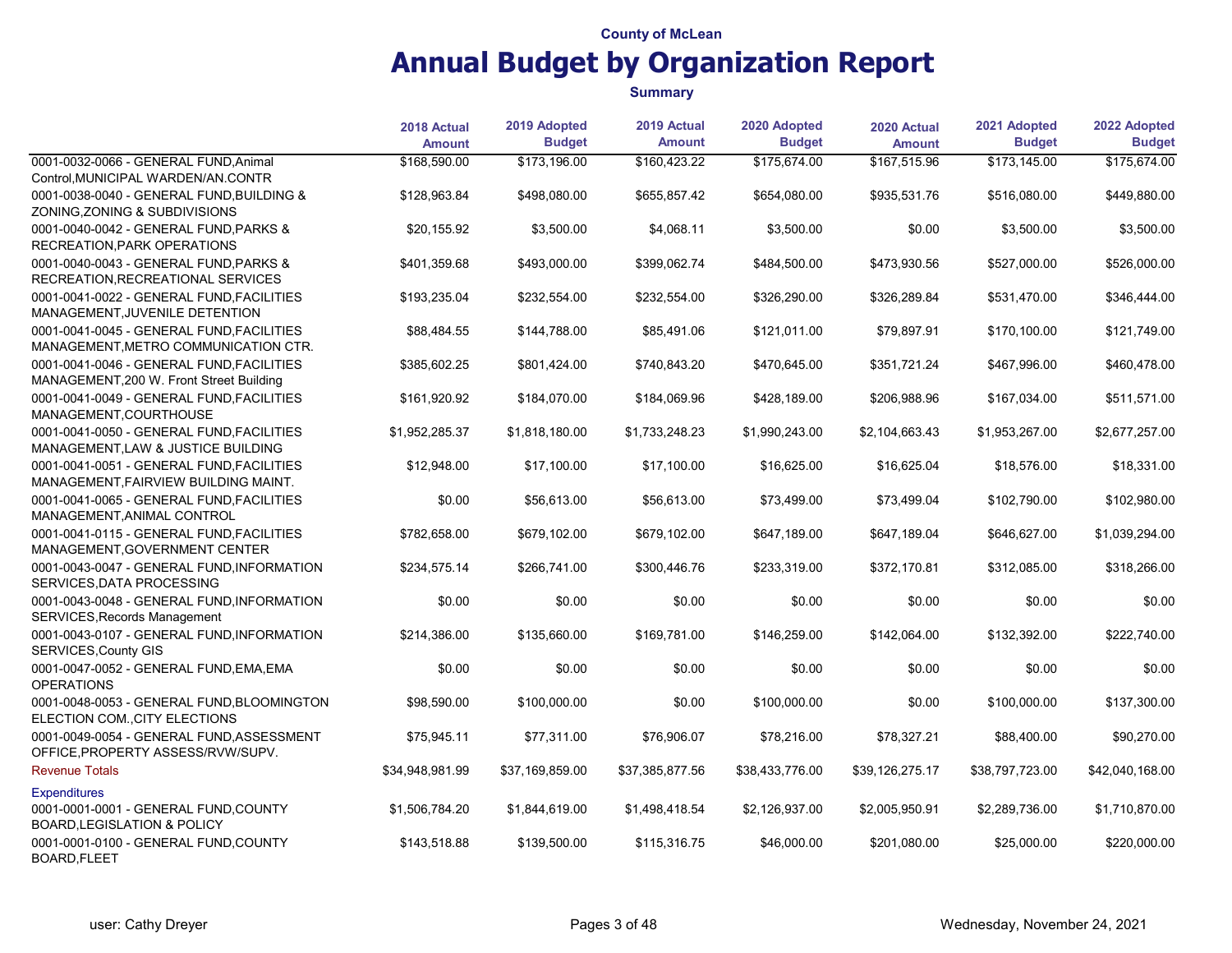County of McLean

# Annual Budget by Organization Report

**Summary**

| | 2018 Actual Amount | 2019 Adopted Budget | 2019 Actual Amount | 2020 Adopted Budget | 2020 Actual Amount | 2021 Adopted Budget | 2022 Adopted Budget |
|---|---|---|---|---|---|---|---|
| 0001-0032-0066 - GENERAL FUND,Animal Control,MUNICIPAL WARDEN/AN.CONTR | $168,590.00 | $173,196.00 | $160,423.22 | $175,674.00 | $167,515.96 | $173,145.00 | $175,674.00 |
| 0001-0038-0040 - GENERAL FUND,BUILDING & ZONING,ZONING & SUBDIVISIONS | $128,963.84 | $498,080.00 | $655,857.42 | $654,080.00 | $935,531.76 | $516,080.00 | $449,880.00 |
| 0001-0040-0042 - GENERAL FUND,PARKS & RECREATION,PARK OPERATIONS | $20,155.92 | $3,500.00 | $4,068.11 | $3,500.00 | $0.00 | $3,500.00 | $3,500.00 |
| 0001-0040-0043 - GENERAL FUND,PARKS & RECREATION,RECREATIONAL SERVICES | $401,359.68 | $493,000.00 | $399,062.74 | $484,500.00 | $473,930.56 | $527,000.00 | $526,000.00 |
| 0001-0041-0022 - GENERAL FUND,FACILITIES MANAGEMENT,JUVENILE DETENTION | $193,235.04 | $232,554.00 | $232,554.00 | $326,290.00 | $326,289.84 | $531,470.00 | $346,444.00 |
| 0001-0041-0045 - GENERAL FUND,FACILITIES MANAGEMENT,METRO COMMUNICATION CTR. | $88,484.55 | $144,788.00 | $85,491.06 | $121,011.00 | $79,897.91 | $170,100.00 | $121,749.00 |
| 0001-0041-0046 - GENERAL FUND,FACILITIES MANAGEMENT,200 W. Front Street Building | $385,602.25 | $801,424.00 | $740,843.20 | $470,645.00 | $351,721.24 | $467,996.00 | $460,478.00 |
| 0001-0041-0049 - GENERAL FUND,FACILITIES MANAGEMENT,COURTHOUSE | $161,920.92 | $184,070.00 | $184,069.96 | $428,189.00 | $206,988.96 | $167,034.00 | $511,571.00 |
| 0001-0041-0050 - GENERAL FUND,FACILITIES MANAGEMENT,LAW & JUSTICE BUILDING | $1,952,285.37 | $1,818,180.00 | $1,733,248.23 | $1,990,243.00 | $2,104,663.43 | $1,953,267.00 | $2,677,257.00 |
| 0001-0041-0051 - GENERAL FUND,FACILITIES MANAGEMENT,FAIRVIEW BUILDING MAINT. | $12,948.00 | $17,100.00 | $17,100.00 | $16,625.00 | $16,625.04 | $18,576.00 | $18,331.00 |
| 0001-0041-0065 - GENERAL FUND,FACILITIES MANAGEMENT,ANIMAL CONTROL | $0.00 | $56,613.00 | $56,613.00 | $73,499.00 | $73,499.04 | $102,790.00 | $102,980.00 |
| 0001-0041-0115 - GENERAL FUND,FACILITIES MANAGEMENT,GOVERNMENT CENTER | $782,658.00 | $679,102.00 | $679,102.00 | $647,189.00 | $647,189.04 | $646,627.00 | $1,039,294.00 |
| 0001-0043-0047 - GENERAL FUND,INFORMATION SERVICES,DATA PROCESSING | $234,575.14 | $266,741.00 | $300,446.76 | $233,319.00 | $372,170.81 | $312,085.00 | $318,266.00 |
| 0001-0043-0048 - GENERAL FUND,INFORMATION SERVICES,Records Management | $0.00 | $0.00 | $0.00 | $0.00 | $0.00 | $0.00 | $0.00 |
| 0001-0043-0107 - GENERAL FUND,INFORMATION SERVICES,County GIS | $214,386.00 | $135,660.00 | $169,781.00 | $146,259.00 | $142,064.00 | $132,392.00 | $222,740.00 |
| 0001-0047-0052 - GENERAL FUND,EMA,EMA OPERATIONS | $0.00 | $0.00 | $0.00 | $0.00 | $0.00 | $0.00 | $0.00 |
| 0001-0048-0053 - GENERAL FUND,BLOOMINGTON ELECTION COM.,CITY ELECTIONS | $98,590.00 | $100,000.00 | $0.00 | $100,000.00 | $0.00 | $100,000.00 | $137,300.00 |
| 0001-0049-0054 - GENERAL FUND,ASSESSMENT OFFICE,PROPERTY ASSESS/RVW/SUPV. | $75,945.11 | $77,311.00 | $76,906.07 | $78,216.00 | $78,327.21 | $88,400.00 | $90,270.00 |
| Revenue Totals | $34,948,981.99 | $37,169,859.00 | $37,385,877.56 | $38,433,776.00 | $39,126,275.17 | $38,797,723.00 | $42,040,168.00 |
| **Expenditures** | | | | | | | |
| 0001-0001-0001 - GENERAL FUND,COUNTY BOARD,LEGISLATION & POLICY | $1,506,784.20 | $1,844,619.00 | $1,498,418.54 | $2,126,937.00 | $2,005,950.91 | $2,289,736.00 | $1,710,870.00 |
| 0001-0001-0100 - GENERAL FUND,COUNTY BOARD,FLEET | $143,518.88 | $139,500.00 | $115,316.75 | $46,000.00 | $201,080.00 | $25,000.00 | $220,000.00 |

user: Cathy Dreyer | Wednesday, November 24, 2021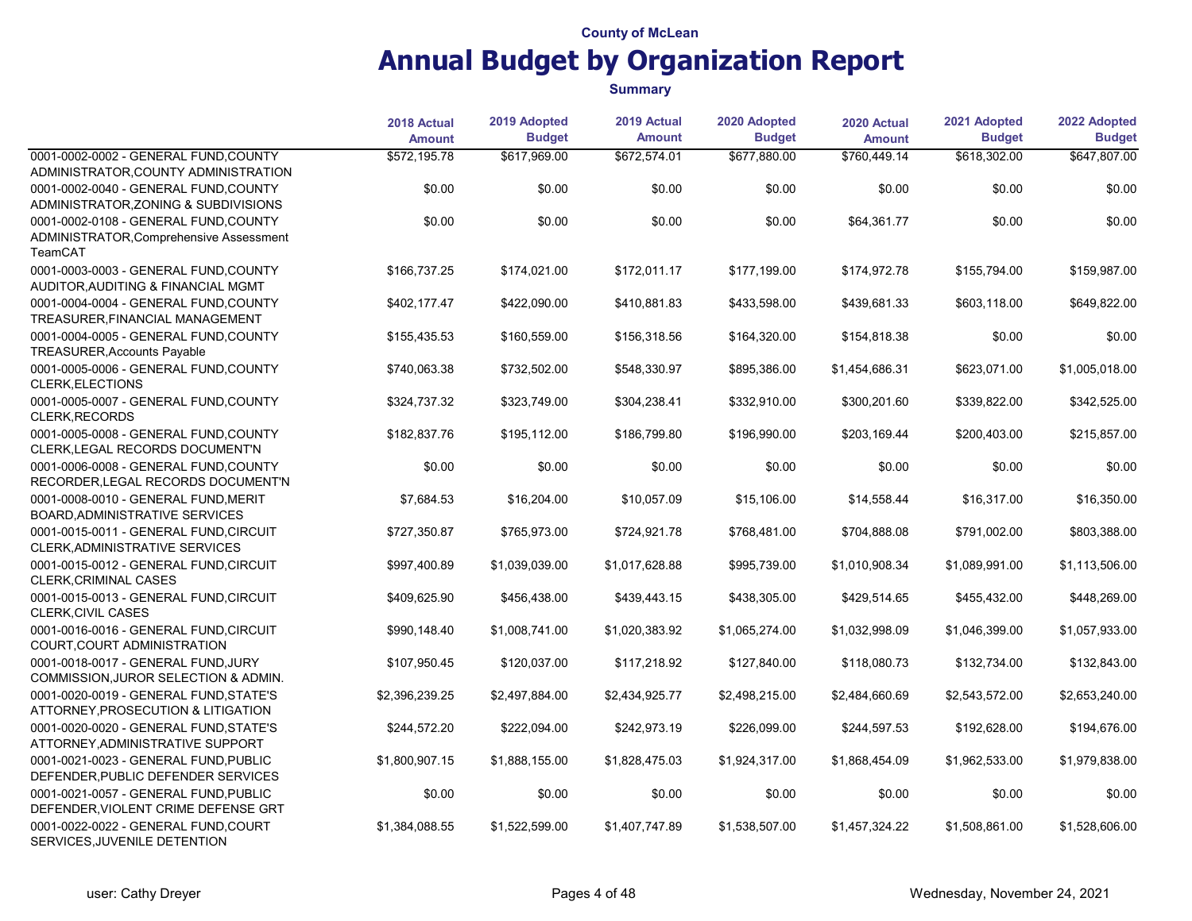County of McLean

# Annual Budget by Organization Report

**Summary**

| | 2018 Actual Amount | 2019 Adopted Budget | 2019 Actual Amount | 2020 Adopted Budget | 2020 Actual Amount | 2021 Adopted Budget | 2022 Adopted Budget |
|---|---|---|---|---|---|---|---|
| 0001-0002-0002 - GENERAL FUND,COUNTY ADMINISTRATOR,COUNTY ADMINISTRATION | $572,195.78 | $617,969.00 | $672,574.01 | $677,880.00 | $760,449.14 | $618,302.00 | $647,807.00 |
| 0001-0002-0040 - GENERAL FUND,COUNTY ADMINISTRATOR,ZONING & SUBDIVISIONS | $0.00 | $0.00 | $0.00 | $0.00 | $0.00 | $0.00 | $0.00 |
| 0001-0002-0108 - GENERAL FUND,COUNTY ADMINISTRATOR,Comprehensive Assessment TeamCAT | $0.00 | $0.00 | $0.00 | $0.00 | $64,361.77 | $0.00 | $0.00 |
| 0001-0003-0003 - GENERAL FUND,COUNTY AUDITOR,AUDITING & FINANCIAL MGMT | $166,737.25 | $174,021.00 | $172,011.17 | $177,199.00 | $174,972.78 | $155,794.00 | $159,987.00 |
| 0001-0004-0004 - GENERAL FUND,COUNTY TREASURER,FINANCIAL MANAGEMENT | $402,177.47 | $422,090.00 | $410,881.83 | $433,598.00 | $439,681.33 | $603,118.00 | $649,822.00 |
| 0001-0004-0005 - GENERAL FUND,COUNTY TREASURER,Accounts Payable | $155,435.53 | $160,559.00 | $156,318.56 | $164,320.00 | $154,818.38 | $0.00 | $0.00 |
| 0001-0005-0006 - GENERAL FUND,COUNTY CLERK,ELECTIONS | $740,063.38 | $732,502.00 | $548,330.97 | $895,386.00 | $1,454,686.31 | $623,071.00 | $1,005,018.00 |
| 0001-0005-0007 - GENERAL FUND,COUNTY CLERK,RECORDS | $324,737.32 | $323,749.00 | $304,238.41 | $332,910.00 | $300,201.60 | $339,822.00 | $342,525.00 |
| 0001-0005-0008 - GENERAL FUND,COUNTY CLERK,LEGAL RECORDS DOCUMENT'N | $182,837.76 | $195,112.00 | $186,799.80 | $196,990.00 | $203,169.44 | $200,403.00 | $215,857.00 |
| 0001-0006-0008 - GENERAL FUND,COUNTY RECORDER,LEGAL RECORDS DOCUMENT'N | $0.00 | $0.00 | $0.00 | $0.00 | $0.00 | $0.00 | $0.00 |
| 0001-0008-0010 - GENERAL FUND,MERIT BOARD,ADMINISTRATIVE SERVICES | $7,684.53 | $16,204.00 | $10,057.09 | $15,106.00 | $14,558.44 | $16,317.00 | $16,350.00 |
| 0001-0015-0011 - GENERAL FUND,CIRCUIT CLERK,ADMINISTRATIVE SERVICES | $727,350.87 | $765,973.00 | $724,921.78 | $768,481.00 | $704,888.08 | $791,002.00 | $803,388.00 |
| 0001-0015-0012 - GENERAL FUND,CIRCUIT CLERK,CRIMINAL CASES | $997,400.89 | $1,039,039.00 | $1,017,628.88 | $995,739.00 | $1,010,908.34 | $1,089,991.00 | $1,113,506.00 |
| 0001-0015-0013 - GENERAL FUND,CIRCUIT CLERK,CIVIL CASES | $409,625.90 | $456,438.00 | $439,443.15 | $438,305.00 | $429,514.65 | $455,432.00 | $448,269.00 |
| 0001-0016-0016 - GENERAL FUND,CIRCUIT COURT,COURT ADMINISTRATION | $990,148.40 | $1,008,741.00 | $1,020,383.92 | $1,065,274.00 | $1,032,998.09 | $1,046,399.00 | $1,057,933.00 |
| 0001-0018-0017 - GENERAL FUND,JURY COMMISSION,JUROR SELECTION & ADMIN. | $107,950.45 | $120,037.00 | $117,218.92 | $127,840.00 | $118,080.73 | $132,734.00 | $132,843.00 |
| 0001-0020-0019 - GENERAL FUND,STATE'S ATTORNEY,PROSECUTION & LITIGATION | $2,396,239.25 | $2,497,884.00 | $2,434,925.77 | $2,498,215.00 | $2,484,660.69 | $2,543,572.00 | $2,653,240.00 |
| 0001-0020-0020 - GENERAL FUND,STATE'S ATTORNEY,ADMINISTRATIVE SUPPORT | $244,572.20 | $222,094.00 | $242,973.19 | $226,099.00 | $244,597.53 | $192,628.00 | $194,676.00 |
| 0001-0021-0023 - GENERAL FUND,PUBLIC DEFENDER,PUBLIC DEFENDER SERVICES | $1,800,907.15 | $1,888,155.00 | $1,828,475.03 | $1,924,317.00 | $1,868,454.09 | $1,962,533.00 | $1,979,838.00 |
| 0001-0021-0057 - GENERAL FUND,PUBLIC DEFENDER,VIOLENT CRIME DEFENSE GRT | $0.00 | $0.00 | $0.00 | $0.00 | $0.00 | $0.00 | $0.00 |
| 0001-0022-0022 - GENERAL FUND,COURT SERVICES,JUVENILE DETENTION | $1,384,088.55 | $1,522,599.00 | $1,407,747.89 | $1,538,507.00 | $1,457,324.22 | $1,508,861.00 | $1,528,606.00 |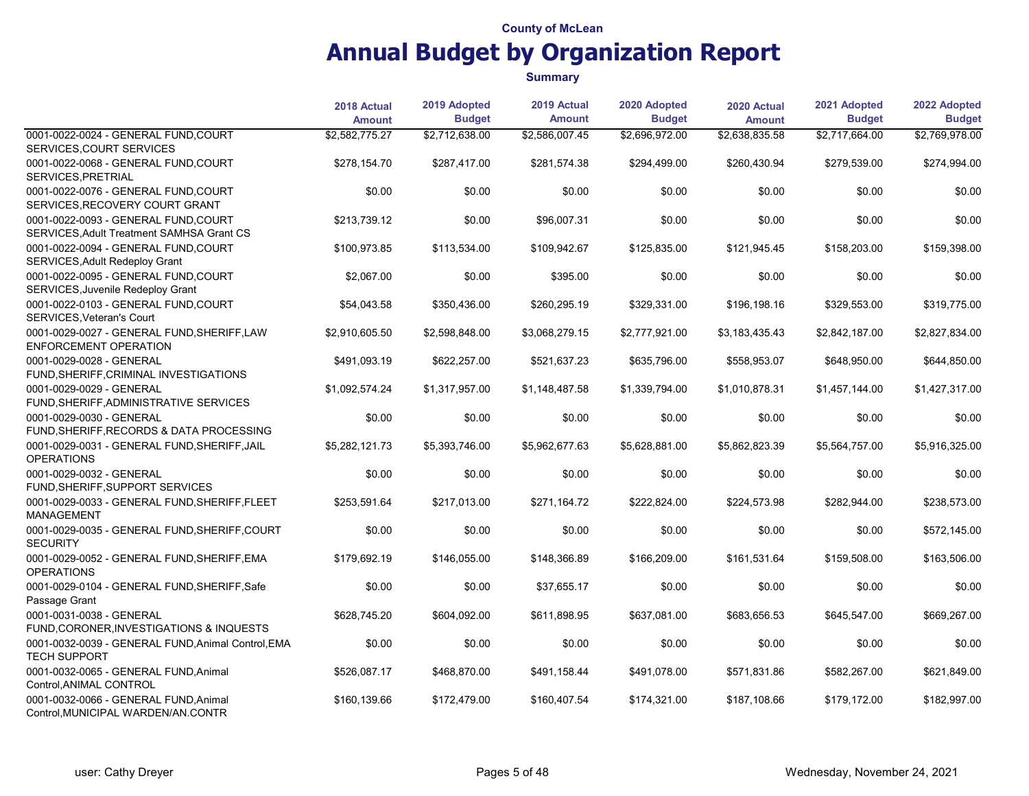County of McLean

# Annual Budget by Organization Report

**Summary**

| | 2018 Actual Amount | 2019 Adopted Budget | 2019 Actual Amount | 2020 Adopted Budget | 2020 Actual Amount | 2021 Adopted Budget | 2022 Adopted Budget |
|---|---|---|---|---|---|---|---|
| 0001-0022-0024 - GENERAL FUND,COURT SERVICES,COURT SERVICES | $2,582,775.27 | $2,712,638.00 | $2,586,007.45 | $2,696,972.00 | $2,638,835.58 | $2,717,664.00 | $2,769,978.00 |
| 0001-0022-0068 - GENERAL FUND,COURT SERVICES,PRETRIAL | $278,154.70 | $287,417.00 | $281,574.38 | $294,499.00 | $260,430.94 | $279,539.00 | $274,994.00 |
| 0001-0022-0076 - GENERAL FUND,COURT SERVICES,RECOVERY COURT GRANT | $0.00 | $0.00 | $0.00 | $0.00 | $0.00 | $0.00 | $0.00 |
| 0001-0022-0093 - GENERAL FUND,COURT SERVICES,Adult Treatment SAMHSA Grant CS | $213,739.12 | $0.00 | $96,007.31 | $0.00 | $0.00 | $0.00 | $0.00 |
| 0001-0022-0094 - GENERAL FUND,COURT SERVICES,Adult Redeploy Grant | $100,973.85 | $113,534.00 | $109,942.67 | $125,835.00 | $121,945.45 | $158,203.00 | $159,398.00 |
| 0001-0022-0095 - GENERAL FUND,COURT SERVICES,Juvenile Redeploy Grant | $2,067.00 | $0.00 | $395.00 | $0.00 | $0.00 | $0.00 | $0.00 |
| 0001-0022-0103 - GENERAL FUND,COURT SERVICES,Veteran's Court | $54,043.58 | $350,436.00 | $260,295.19 | $329,331.00 | $196,198.16 | $329,553.00 | $319,775.00 |
| 0001-0029-0027 - GENERAL FUND,SHERIFF,LAW ENFORCEMENT OPERATION | $2,910,605.50 | $2,598,848.00 | $3,068,279.15 | $2,777,921.00 | $3,183,435.43 | $2,842,187.00 | $2,827,834.00 |
| 0001-0029-0028 - GENERAL FUND,SHERIFF,CRIMINAL INVESTIGATIONS | $491,093.19 | $622,257.00 | $521,637.23 | $635,796.00 | $558,953.07 | $648,950.00 | $644,850.00 |
| 0001-0029-0029 - GENERAL FUND,SHERIFF,ADMINISTRATIVE SERVICES | $1,092,574.24 | $1,317,957.00 | $1,148,487.58 | $1,339,794.00 | $1,010,878.31 | $1,457,144.00 | $1,427,317.00 |
| 0001-0029-0030 - GENERAL FUND,SHERIFF,RECORDS & DATA PROCESSING | $0.00 | $0.00 | $0.00 | $0.00 | $0.00 | $0.00 | $0.00 |
| 0001-0029-0031 - GENERAL FUND,SHERIFF,JAIL OPERATIONS | $5,282,121.73 | $5,393,746.00 | $5,962,677.63 | $5,628,881.00 | $5,862,823.39 | $5,564,757.00 | $5,916,325.00 |
| 0001-0029-0032 - GENERAL FUND,SHERIFF,SUPPORT SERVICES | $0.00 | $0.00 | $0.00 | $0.00 | $0.00 | $0.00 | $0.00 |
| 0001-0029-0033 - GENERAL FUND,SHERIFF,FLEET MANAGEMENT | $253,591.64 | $217,013.00 | $271,164.72 | $222,824.00 | $224,573.98 | $282,944.00 | $238,573.00 |
| 0001-0029-0035 - GENERAL FUND,SHERIFF,COURT SECURITY | $0.00 | $0.00 | $0.00 | $0.00 | $0.00 | $0.00 | $572,145.00 |
| 0001-0029-0052 - GENERAL FUND,SHERIFF,EMA OPERATIONS | $179,692.19 | $146,055.00 | $148,366.89 | $166,209.00 | $161,531.64 | $159,508.00 | $163,506.00 |
| 0001-0029-0104 - GENERAL FUND,SHERIFF,Safe Passage Grant | $0.00 | $0.00 | $37,655.17 | $0.00 | $0.00 | $0.00 | $0.00 |
| 0001-0031-0038 - GENERAL FUND,CORONER,INVESTIGATIONS & INQUESTS | $628,745.20 | $604,092.00 | $611,898.95 | $637,081.00 | $683,656.53 | $645,547.00 | $669,267.00 |
| 0001-0032-0039 - GENERAL FUND,Animal Control,EMA TECH SUPPORT | $0.00 | $0.00 | $0.00 | $0.00 | $0.00 | $0.00 | $0.00 |
| 0001-0032-0065 - GENERAL FUND,Animal Control,ANIMAL CONTROL | $526,087.17 | $468,870.00 | $491,158.44 | $491,078.00 | $571,831.86 | $582,267.00 | $621,849.00 |
| 0001-0032-0066 - GENERAL FUND,Animal Control,MUNICIPAL WARDEN/AN.CONTR | $160,139.66 | $172,479.00 | $160,407.54 | $174,321.00 | $187,108.66 | $179,172.00 | $182,997.00 |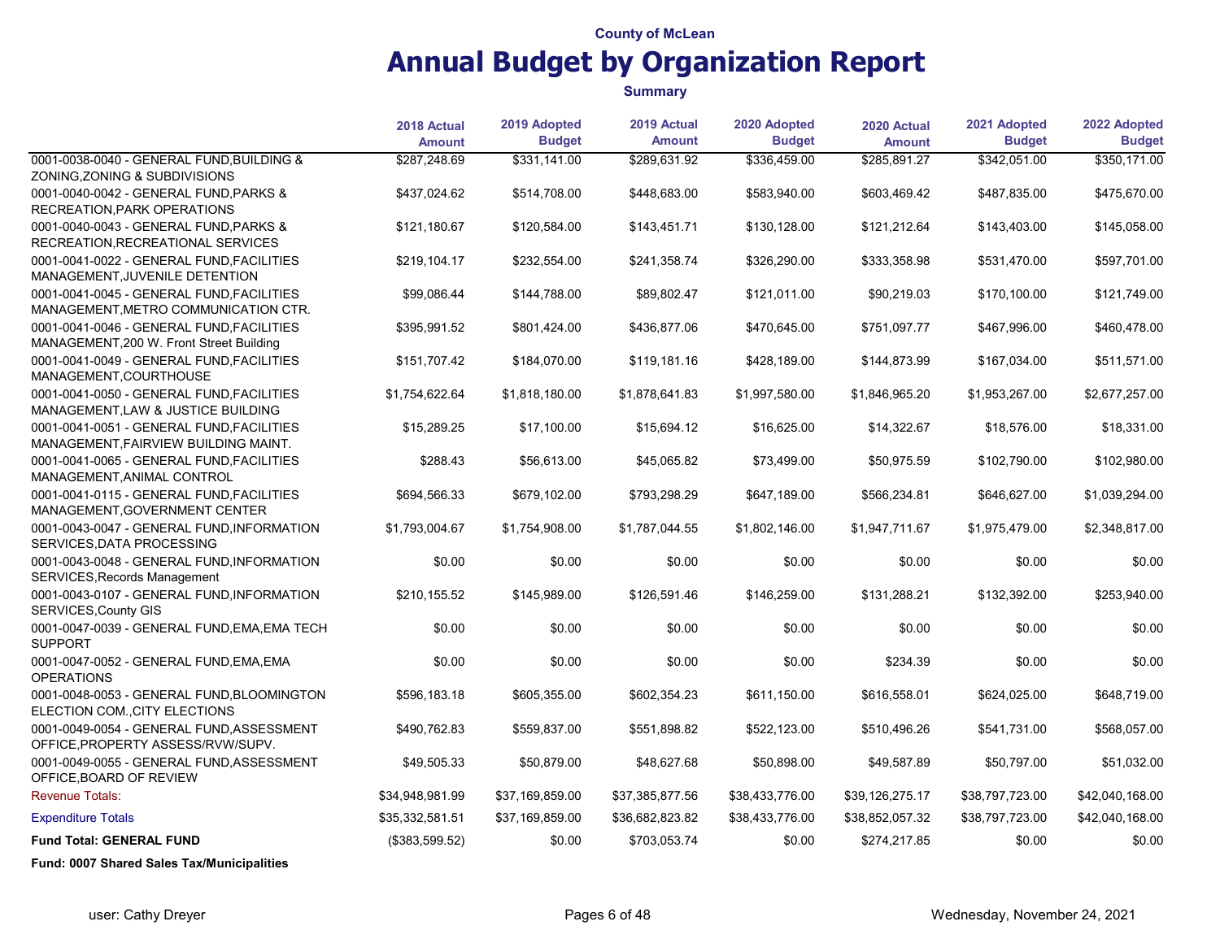County of McLean

# Annual Budget by Organization Report

**Summary**

| | 2018 Actual Amount | 2019 Adopted Budget | 2019 Actual Amount | 2020 Adopted Budget | 2020 Actual Amount | 2021 Adopted Budget | 2022 Adopted Budget |
|---|---|---|---|---|---|---|---|
| 0001-0038-0040 - GENERAL FUND,BUILDING & ZONING,ZONING & SUBDIVISIONS | $287,248.69 | $331,141.00 | $289,631.92 | $336,459.00 | $285,891.27 | $342,051.00 | $350,171.00 |
| 0001-0040-0042 - GENERAL FUND,PARKS & RECREATION,PARK OPERATIONS | $437,024.62 | $514,708.00 | $448,683.00 | $583,940.00 | $603,469.42 | $487,835.00 | $475,670.00 |
| 0001-0040-0043 - GENERAL FUND,PARKS & RECREATION,RECREATIONAL SERVICES | $121,180.67 | $120,584.00 | $143,451.71 | $130,128.00 | $121,212.64 | $143,403.00 | $145,058.00 |
| 0001-0041-0022 - GENERAL FUND,FACILITIES MANAGEMENT,JUVENILE DETENTION | $219,104.17 | $232,554.00 | $241,358.74 | $326,290.00 | $333,358.98 | $531,470.00 | $597,701.00 |
| 0001-0041-0045 - GENERAL FUND,FACILITIES MANAGEMENT,METRO COMMUNICATION CTR. | $99,086.44 | $144,788.00 | $89,802.47 | $121,011.00 | $90,219.03 | $170,100.00 | $121,749.00 |
| 0001-0041-0046 - GENERAL FUND,FACILITIES MANAGEMENT,200 W. Front Street Building | $395,991.52 | $801,424.00 | $436,877.06 | $470,645.00 | $751,097.77 | $467,996.00 | $460,478.00 |
| 0001-0041-0049 - GENERAL FUND,FACILITIES MANAGEMENT,COURTHOUSE | $151,707.42 | $184,070.00 | $119,181.16 | $428,189.00 | $144,873.99 | $167,034.00 | $511,571.00 |
| 0001-0041-0050 - GENERAL FUND,FACILITIES MANAGEMENT,LAW & JUSTICE BUILDING | $1,754,622.64 | $1,818,180.00 | $1,878,641.83 | $1,997,580.00 | $1,846,965.20 | $1,953,267.00 | $2,677,257.00 |
| 0001-0041-0051 - GENERAL FUND,FACILITIES MANAGEMENT,FAIRVIEW BUILDING MAINT. | $15,289.25 | $17,100.00 | $15,694.12 | $16,625.00 | $14,322.67 | $18,576.00 | $18,331.00 |
| 0001-0041-0065 - GENERAL FUND,FACILITIES MANAGEMENT,ANIMAL CONTROL | $288.43 | $56,613.00 | $45,065.82 | $73,499.00 | $50,975.59 | $102,790.00 | $102,980.00 |
| 0001-0041-0115 - GENERAL FUND,FACILITIES MANAGEMENT,GOVERNMENT CENTER | $694,566.33 | $679,102.00 | $793,298.29 | $647,189.00 | $566,234.81 | $646,627.00 | $1,039,294.00 |
| 0001-0043-0047 - GENERAL FUND,INFORMATION SERVICES,DATA PROCESSING | $1,793,004.67 | $1,754,908.00 | $1,787,044.55 | $1,802,146.00 | $1,947,711.67 | $1,975,479.00 | $2,348,817.00 |
| 0001-0043-0048 - GENERAL FUND,INFORMATION SERVICES,Records Management | $0.00 | $0.00 | $0.00 | $0.00 | $0.00 | $0.00 | $0.00 |
| 0001-0043-0107 - GENERAL FUND,INFORMATION SERVICES,County GIS | $210,155.52 | $145,989.00 | $126,591.46 | $146,259.00 | $131,288.21 | $132,392.00 | $253,940.00 |
| 0001-0047-0039 - GENERAL FUND,EMA,EMA TECH SUPPORT | $0.00 | $0.00 | $0.00 | $0.00 | $0.00 | $0.00 | $0.00 |
| 0001-0047-0052 - GENERAL FUND,EMA,EMA OPERATIONS | $0.00 | $0.00 | $0.00 | $0.00 | $234.39 | $0.00 | $0.00 |
| 0001-0048-0053 - GENERAL FUND,BLOOMINGTON ELECTION COM.,CITY ELECTIONS | $596,183.18 | $605,355.00 | $602,354.23 | $611,150.00 | $616,558.01 | $624,025.00 | $648,719.00 |
| 0001-0049-0054 - GENERAL FUND,ASSESSMENT OFFICE,PROPERTY ASSESS/RVW/SUPV. | $490,762.83 | $559,837.00 | $551,898.82 | $522,123.00 | $510,496.26 | $541,731.00 | $568,057.00 |
| 0001-0049-0055 - GENERAL FUND,ASSESSMENT OFFICE,BOARD OF REVIEW | $49,505.33 | $50,879.00 | $48,627.68 | $50,898.00 | $49,587.89 | $50,797.00 | $51,032.00 |
| Revenue Totals: | $34,948,981.99 | $37,169,859.00 | $37,385,877.56 | $38,433,776.00 | $39,126,275.17 | $38,797,723.00 | $42,040,168.00 |
| Expenditure Totals | $35,332,581.51 | $37,169,859.00 | $36,682,823.82 | $38,433,776.00 | $38,852,057.32 | $38,797,723.00 | $42,040,168.00 |
| **Fund Total: GENERAL FUND** | ($383,599.52) | $0.00 | $703,053.74 | $0.00 | $274,217.85 | $0.00 | $0.00 |

**Fund: 0007 Shared Sales Tax/Municipalities**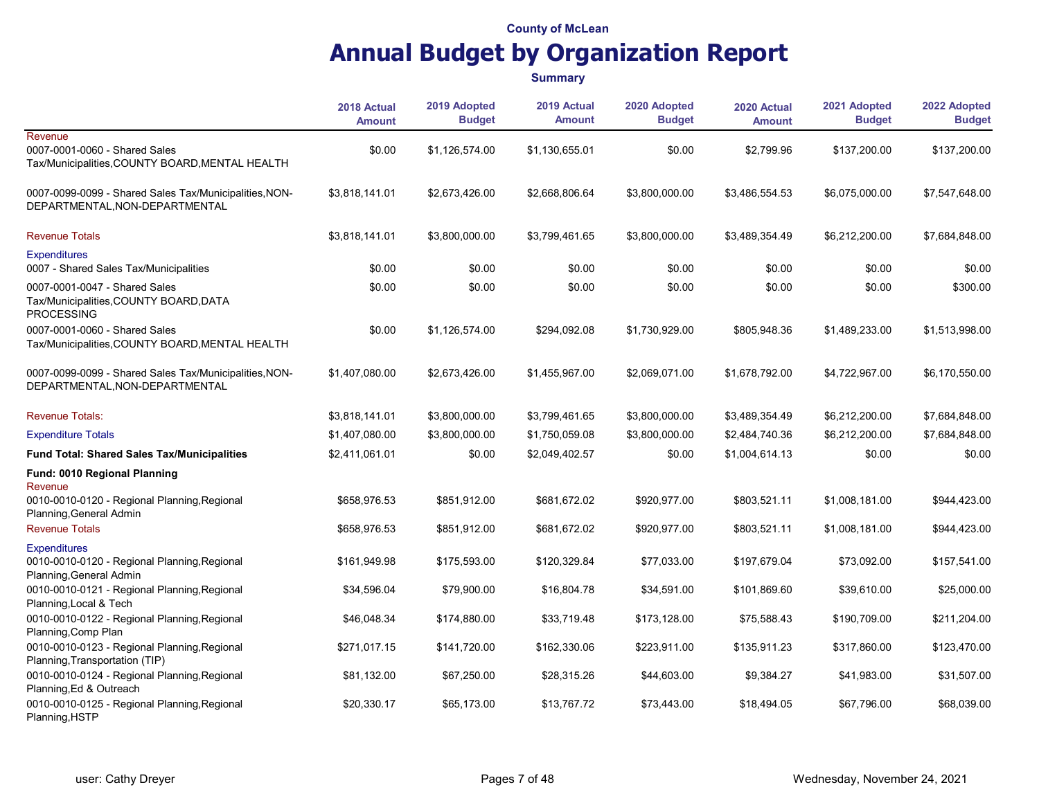County of McLean

# Annual Budget by Organization Report

**Summary**

| | 2018 Actual Amount | 2019 Adopted Budget | 2019 Actual Amount | 2020 Adopted Budget | 2020 Actual Amount | 2021 Adopted Budget | 2022 Adopted Budget |
|---|---|---|---|---|---|---|---|
| Revenue | | | | | | | |
| 0007-0001-0060 - Shared Sales Tax/Municipalities,COUNTY BOARD,MENTAL HEALTH | $0.00 | $1,126,574.00 | $1,130,655.01 | $0.00 | $2,799.96 | $137,200.00 | $137,200.00 |
| 0007-0099-0099 - Shared Sales Tax/Municipalities,NON-DEPARTMENTAL,NON-DEPARTMENTAL | $3,818,141.01 | $2,673,426.00 | $2,668,806.64 | $3,800,000.00 | $3,486,554.53 | $6,075,000.00 | $7,547,648.00 |
| Revenue Totals | $3,818,141.01 | $3,800,000.00 | $3,799,461.65 | $3,800,000.00 | $3,489,354.49 | $6,212,200.00 | $7,684,848.00 |
| Expenditures | | | | | | | |
| 0007 - Shared Sales Tax/Municipalities | $0.00 | $0.00 | $0.00 | $0.00 | $0.00 | $0.00 | $0.00 |
| 0007-0001-0047 - Shared Sales Tax/Municipalities,COUNTY BOARD,DATA PROCESSING | $0.00 | $0.00 | $0.00 | $0.00 | $0.00 | $0.00 | $300.00 |
| 0007-0001-0060 - Shared Sales Tax/Municipalities,COUNTY BOARD,MENTAL HEALTH | $0.00 | $1,126,574.00 | $294,092.08 | $1,730,929.00 | $805,948.36 | $1,489,233.00 | $1,513,998.00 |
| 0007-0099-0099 - Shared Sales Tax/Municipalities,NON-DEPARTMENTAL,NON-DEPARTMENTAL | $1,407,080.00 | $2,673,426.00 | $1,455,967.00 | $2,069,071.00 | $1,678,792.00 | $4,722,967.00 | $6,170,550.00 |
| Revenue Totals: | $3,818,141.01 | $3,800,000.00 | $3,799,461.65 | $3,800,000.00 | $3,489,354.49 | $6,212,200.00 | $7,684,848.00 |
| Expenditure Totals | $1,407,080.00 | $3,800,000.00 | $1,750,059.08 | $3,800,000.00 | $2,484,740.36 | $6,212,200.00 | $7,684,848.00 |
| **Fund Total: Shared Sales Tax/Municipalities** | $2,411,061.01 | $0.00 | $2,049,402.57 | $0.00 | $1,004,614.13 | $0.00 | $0.00 |
| **Fund: 0010 Regional Planning** | | | | | | | |
| Revenue | | | | | | | |
| 0010-0010-0120 - Regional Planning,Regional Planning,General Admin | $658,976.53 | $851,912.00 | $681,672.02 | $920,977.00 | $803,521.11 | $1,008,181.00 | $944,423.00 |
| Revenue Totals | $658,976.53 | $851,912.00 | $681,672.02 | $920,977.00 | $803,521.11 | $1,008,181.00 | $944,423.00 |
| Expenditures | | | | | | | |
| 0010-0010-0120 - Regional Planning,Regional Planning,General Admin | $161,949.98 | $175,593.00 | $120,329.84 | $77,033.00 | $197,679.04 | $73,092.00 | $157,541.00 |
| 0010-0010-0121 - Regional Planning,Regional Planning,Local & Tech | $34,596.04 | $79,900.00 | $16,804.78 | $34,591.00 | $101,869.60 | $39,610.00 | $25,000.00 |
| 0010-0010-0122 - Regional Planning,Regional Planning,Comp Plan | $46,048.34 | $174,880.00 | $33,719.48 | $173,128.00 | $75,588.43 | $190,709.00 | $211,204.00 |
| 0010-0010-0123 - Regional Planning,Regional Planning,Transportation (TIP) | $271,017.15 | $141,720.00 | $162,330.06 | $223,911.00 | $135,911.23 | $317,860.00 | $123,470.00 |
| 0010-0010-0124 - Regional Planning,Regional Planning,Ed & Outreach | $81,132.00 | $67,250.00 | $28,315.26 | $44,603.00 | $9,384.27 | $41,983.00 | $31,507.00 |
| 0010-0010-0125 - Regional Planning,Regional Planning,HSTP | $20,330.17 | $65,173.00 | $13,767.72 | $73,443.00 | $18,494.05 | $67,796.00 | $68,039.00 |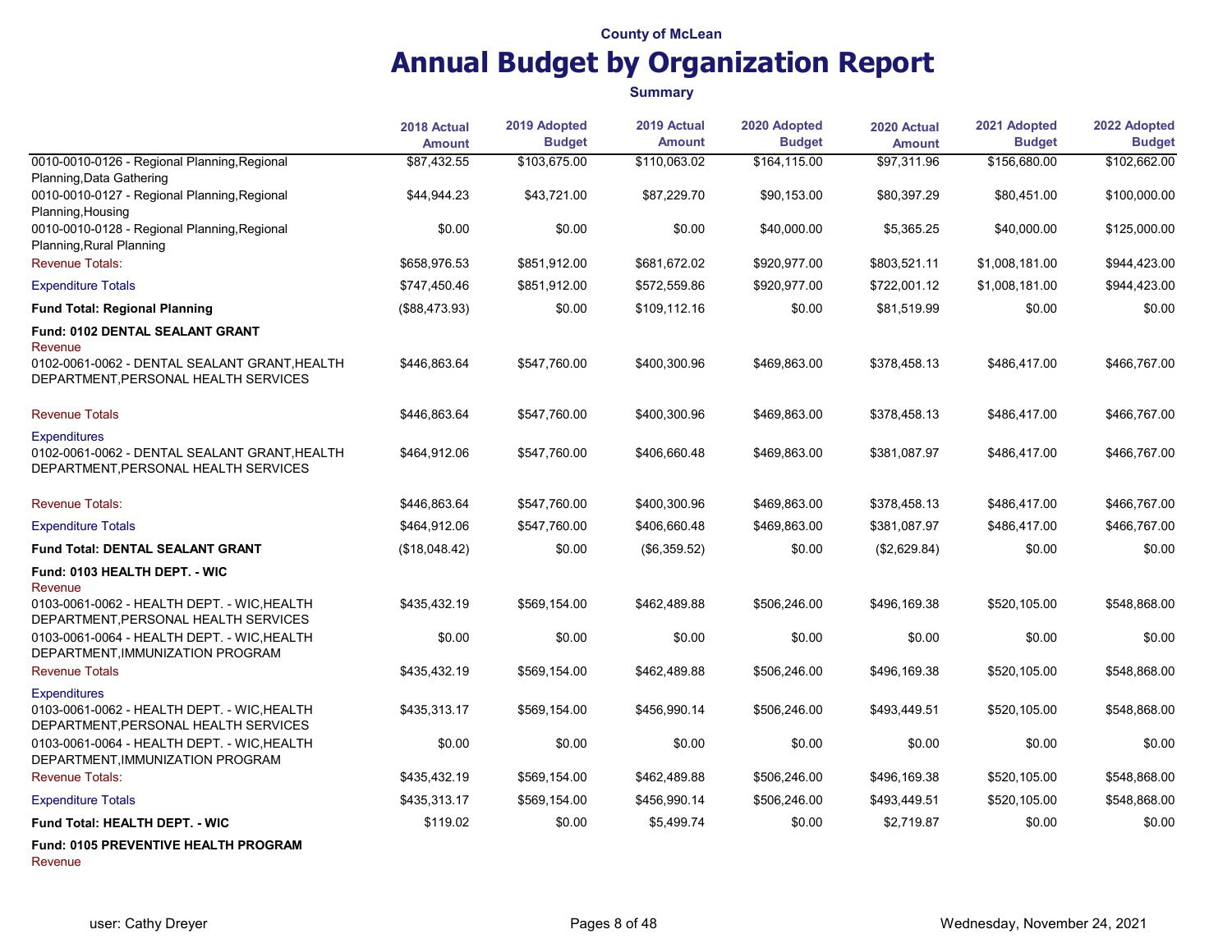County of McLean

# Annual Budget by Organization Report

**Summary**

| | 2018 Actual Amount | 2019 Adopted Budget | 2019 Actual Amount | 2020 Adopted Budget | 2020 Actual Amount | 2021 Adopted Budget | 2022 Adopted Budget |
|---|---|---|---|---|---|---|---|
| 0010-0010-0126 - Regional Planning,Regional Planning,Data Gathering | $87,432.55 | $103,675.00 | $110,063.02 | $164,115.00 | $97,311.96 | $156,680.00 | $102,662.00 |
| 0010-0010-0127 - Regional Planning,Regional Planning,Housing | $44,944.23 | $43,721.00 | $87,229.70 | $90,153.00 | $80,397.29 | $80,451.00 | $100,000.00 |
| 0010-0010-0128 - Regional Planning,Regional Planning,Rural Planning | $0.00 | $0.00 | $0.00 | $40,000.00 | $5,365.25 | $40,000.00 | $125,000.00 |
| Revenue Totals: | $658,976.53 | $851,912.00 | $681,672.02 | $920,977.00 | $803,521.11 | $1,008,181.00 | $944,423.00 |
| Expenditure Totals | $747,450.46 | $851,912.00 | $572,559.86 | $920,977.00 | $722,001.12 | $1,008,181.00 | $944,423.00 |
| **Fund Total: Regional Planning** | ($88,473.93) | $0.00 | $109,112.16 | $0.00 | $81,519.99 | $0.00 | $0.00 |
| **Fund: 0102 DENTAL SEALANT GRANT** | | | | | | | |
| Revenue | | | | | | | |
| 0102-0061-0062 - DENTAL SEALANT GRANT,HEALTH DEPARTMENT,PERSONAL HEALTH SERVICES | $446,863.64 | $547,760.00 | $400,300.96 | $469,863.00 | $378,458.13 | $486,417.00 | $466,767.00 |
| Revenue Totals | $446,863.64 | $547,760.00 | $400,300.96 | $469,863.00 | $378,458.13 | $486,417.00 | $466,767.00 |
| Expenditures | | | | | | | |
| 0102-0061-0062 - DENTAL SEALANT GRANT,HEALTH DEPARTMENT,PERSONAL HEALTH SERVICES | $464,912.06 | $547,760.00 | $406,660.48 | $469,863.00 | $381,087.97 | $486,417.00 | $466,767.00 |
| Revenue Totals: | $446,863.64 | $547,760.00 | $400,300.96 | $469,863.00 | $378,458.13 | $486,417.00 | $466,767.00 |
| Expenditure Totals | $464,912.06 | $547,760.00 | $406,660.48 | $469,863.00 | $381,087.97 | $486,417.00 | $466,767.00 |
| **Fund Total: DENTAL SEALANT GRANT** | ($18,048.42) | $0.00 | ($6,359.52) | $0.00 | ($2,629.84) | $0.00 | $0.00 |
| **Fund: 0103 HEALTH DEPT. - WIC** | | | | | | | |
| Revenue | | | | | | | |
| 0103-0061-0062 - HEALTH DEPT. - WIC,HEALTH DEPARTMENT,PERSONAL HEALTH SERVICES | $435,432.19 | $569,154.00 | $462,489.88 | $506,246.00 | $496,169.38 | $520,105.00 | $548,868.00 |
| 0103-0061-0064 - HEALTH DEPT. - WIC,HEALTH DEPARTMENT,IMMUNIZATION PROGRAM | $0.00 | $0.00 | $0.00 | $0.00 | $0.00 | $0.00 | $0.00 |
| Revenue Totals | $435,432.19 | $569,154.00 | $462,489.88 | $506,246.00 | $496,169.38 | $520,105.00 | $548,868.00 |
| Expenditures | | | | | | | |
| 0103-0061-0062 - HEALTH DEPT. - WIC,HEALTH DEPARTMENT,PERSONAL HEALTH SERVICES | $435,313.17 | $569,154.00 | $456,990.14 | $506,246.00 | $493,449.51 | $520,105.00 | $548,868.00 |
| 0103-0061-0064 - HEALTH DEPT. - WIC,HEALTH DEPARTMENT,IMMUNIZATION PROGRAM | $0.00 | $0.00 | $0.00 | $0.00 | $0.00 | $0.00 | $0.00 |
| Revenue Totals: | $435,432.19 | $569,154.00 | $462,489.88 | $506,246.00 | $496,169.38 | $520,105.00 | $548,868.00 |
| Expenditure Totals | $435,313.17 | $569,154.00 | $456,990.14 | $506,246.00 | $493,449.51 | $520,105.00 | $548,868.00 |
| **Fund Total: HEALTH DEPT. - WIC** | $119.02 | $0.00 | $5,499.74 | $0.00 | $2,719.87 | $0.00 | $0.00 |
| **Fund: 0105 PREVENTIVE HEALTH PROGRAM** | | | | | | | |
| Revenue | | | | | | | |

user: Cathy Dreyer

Wednesday, November 24, 2021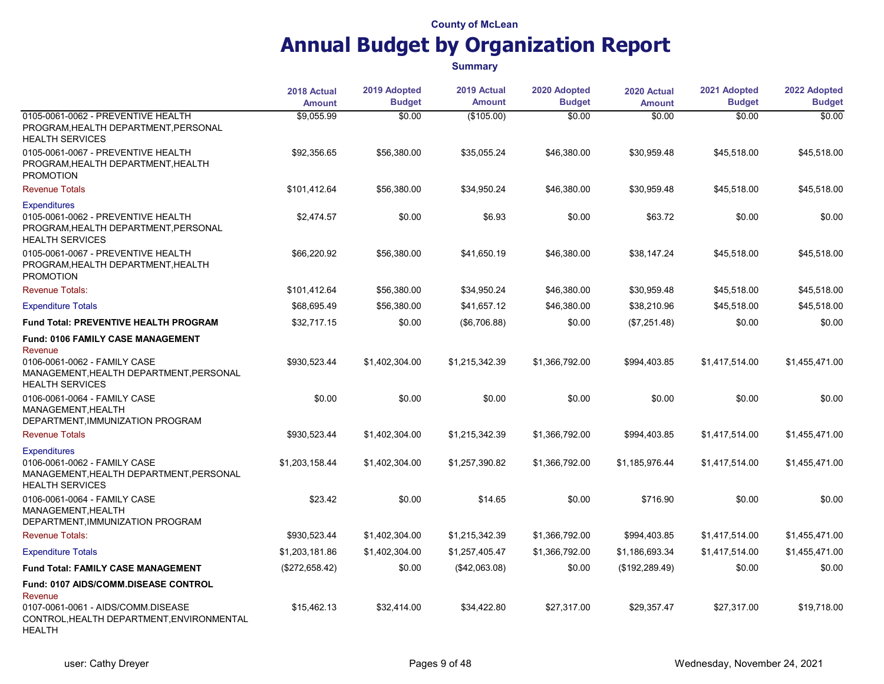County of McLean

# Annual Budget by Organization Report

**Summary**

| | 2018 Actual Amount | 2019 Adopted Budget | 2019 Actual Amount | 2020 Adopted Budget | 2020 Actual Amount | 2021 Adopted Budget | 2022 Adopted Budget |
|---|---|---|---|---|---|---|---|
| 0105-0061-0062 - PREVENTIVE HEALTH PROGRAM,HEALTH DEPARTMENT,PERSONAL HEALTH SERVICES | $9,055.99 | $0.00 | ($105.00) | $0.00 | $0.00 | $0.00 | $0.00 |
| 0105-0061-0067 - PREVENTIVE HEALTH PROGRAM,HEALTH DEPARTMENT,HEALTH PROMOTION | $92,356.65 | $56,380.00 | $35,055.24 | $46,380.00 | $30,959.48 | $45,518.00 | $45,518.00 |
| Revenue Totals | $101,412.64 | $56,380.00 | $34,950.24 | $46,380.00 | $30,959.48 | $45,518.00 | $45,518.00 |
| Expenditures | | | | | | | |
| 0105-0061-0062 - PREVENTIVE HEALTH PROGRAM,HEALTH DEPARTMENT,PERSONAL HEALTH SERVICES | $2,474.57 | $0.00 | $6.93 | $0.00 | $63.72 | $0.00 | $0.00 |
| 0105-0061-0067 - PREVENTIVE HEALTH PROGRAM,HEALTH DEPARTMENT,HEALTH PROMOTION | $66,220.92 | $56,380.00 | $41,650.19 | $46,380.00 | $38,147.24 | $45,518.00 | $45,518.00 |
| Revenue Totals: | $101,412.64 | $56,380.00 | $34,950.24 | $46,380.00 | $30,959.48 | $45,518.00 | $45,518.00 |
| Expenditure Totals | $68,695.49 | $56,380.00 | $41,657.12 | $46,380.00 | $38,210.96 | $45,518.00 | $45,518.00 |
| **Fund Total: PREVENTIVE HEALTH PROGRAM** | $32,717.15 | $0.00 | ($6,706.88) | $0.00 | ($7,251.48) | $0.00 | $0.00 |
| **Fund: 0106 FAMILY CASE MANAGEMENT** | | | | | | | |
| Revenue | | | | | | | |
| 0106-0061-0062 - FAMILY CASE MANAGEMENT,HEALTH DEPARTMENT,PERSONAL HEALTH SERVICES | $930,523.44 | $1,402,304.00 | $1,215,342.39 | $1,366,792.00 | $994,403.85 | $1,417,514.00 | $1,455,471.00 |
| 0106-0061-0064 - FAMILY CASE MANAGEMENT,HEALTH DEPARTMENT,IMMUNIZATION PROGRAM | $0.00 | $0.00 | $0.00 | $0.00 | $0.00 | $0.00 | $0.00 |
| Revenue Totals | $930,523.44 | $1,402,304.00 | $1,215,342.39 | $1,366,792.00 | $994,403.85 | $1,417,514.00 | $1,455,471.00 |
| Expenditures | | | | | | | |
| 0106-0061-0062 - FAMILY CASE MANAGEMENT,HEALTH DEPARTMENT,PERSONAL HEALTH SERVICES | $1,203,158.44 | $1,402,304.00 | $1,257,390.82 | $1,366,792.00 | $1,185,976.44 | $1,417,514.00 | $1,455,471.00 |
| 0106-0061-0064 - FAMILY CASE MANAGEMENT,HEALTH DEPARTMENT,IMMUNIZATION PROGRAM | $23.42 | $0.00 | $14.65 | $0.00 | $716.90 | $0.00 | $0.00 |
| Revenue Totals: | $930,523.44 | $1,402,304.00 | $1,215,342.39 | $1,366,792.00 | $994,403.85 | $1,417,514.00 | $1,455,471.00 |
| Expenditure Totals | $1,203,181.86 | $1,402,304.00 | $1,257,405.47 | $1,366,792.00 | $1,186,693.34 | $1,417,514.00 | $1,455,471.00 |
| **Fund Total: FAMILY CASE MANAGEMENT** | ($272,658.42) | $0.00 | ($42,063.08) | $0.00 | ($192,289.49) | $0.00 | $0.00 |
| **Fund: 0107 AIDS/COMM.DISEASE CONTROL** | | | | | | | |
| Revenue | | | | | | | |
| 0107-0061-0061 - AIDS/COMM.DISEASE CONTROL,HEALTH DEPARTMENT,ENVIRONMENTAL HEALTH | $15,462.13 | $32,414.00 | $34,422.80 | $27,317.00 | $29,357.47 | $27,317.00 | $19,718.00 |

user: Cathy Dreyer

Wednesday, November 24, 2021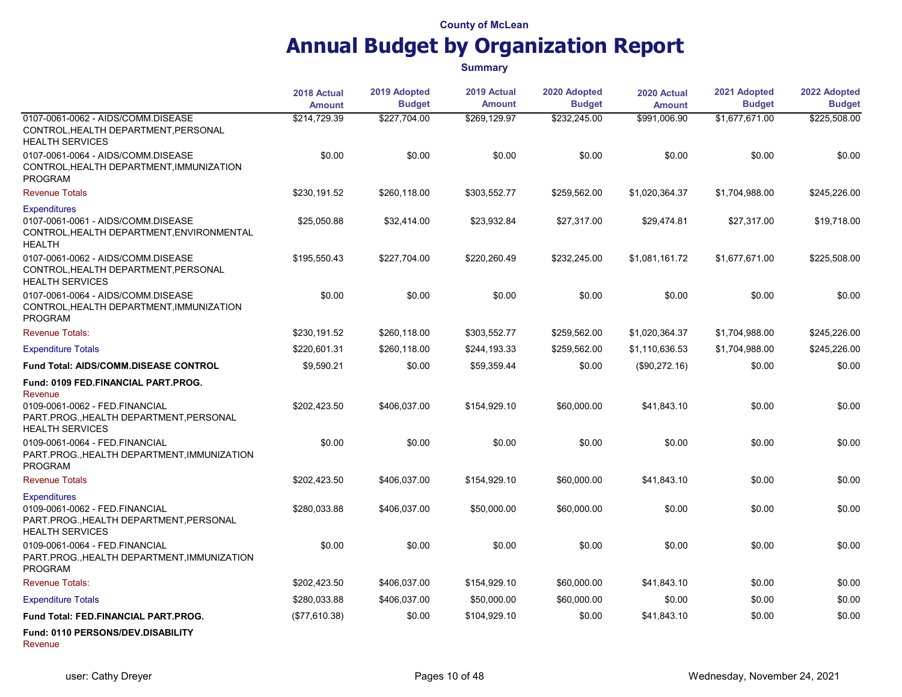County of McLean

# Annual Budget by Organization Report

**Summary**

| | 2018 Actual Amount | 2019 Adopted Budget | 2019 Actual Amount | 2020 Adopted Budget | 2020 Actual Amount | 2021 Adopted Budget | 2022 Adopted Budget |
|---|---|---|---|---|---|---|---|
| 0107-0061-0062 - AIDS/COMM.DISEASE CONTROL,HEALTH DEPARTMENT,PERSONAL HEALTH SERVICES | $214,729.39 | $227,704.00 | $269,129.97 | $232,245.00 | $991,006.90 | $1,677,671.00 | $225,508.00 |
| 0107-0061-0064 - AIDS/COMM.DISEASE CONTROL,HEALTH DEPARTMENT,IMMUNIZATION PROGRAM | $0.00 | $0.00 | $0.00 | $0.00 | $0.00 | $0.00 | $0.00 |
| Revenue Totals | $230,191.52 | $260,118.00 | $303,552.77 | $259,562.00 | $1,020,364.37 | $1,704,988.00 | $245,226.00 |
| Expenditures | | | | | | | |
| 0107-0061-0061 - AIDS/COMM.DISEASE CONTROL,HEALTH DEPARTMENT,ENVIRONMENTAL HEALTH | $25,050.88 | $32,414.00 | $23,932.84 | $27,317.00 | $29,474.81 | $27,317.00 | $19,718.00 |
| 0107-0061-0062 - AIDS/COMM.DISEASE CONTROL,HEALTH DEPARTMENT,PERSONAL HEALTH SERVICES | $195,550.43 | $227,704.00 | $220,260.49 | $232,245.00 | $1,081,161.72 | $1,677,671.00 | $225,508.00 |
| 0107-0061-0064 - AIDS/COMM.DISEASE CONTROL,HEALTH DEPARTMENT,IMMUNIZATION PROGRAM | $0.00 | $0.00 | $0.00 | $0.00 | $0.00 | $0.00 | $0.00 |
| Revenue Totals: | $230,191.52 | $260,118.00 | $303,552.77 | $259,562.00 | $1,020,364.37 | $1,704,988.00 | $245,226.00 |
| Expenditure Totals | $220,601.31 | $260,118.00 | $244,193.33 | $259,562.00 | $1,110,636.53 | $1,704,988.00 | $245,226.00 |
| **Fund Total: AIDS/COMM.DISEASE CONTROL** | $9,590.21 | $0.00 | $59,359.44 | $0.00 | ($90,272.16) | $0.00 | $0.00 |
| **Fund: 0109 FED.FINANCIAL PART.PROG.** | | | | | | | |
| Revenue | | | | | | | |
| 0109-0061-0062 - FED.FINANCIAL PART.PROG.,HEALTH DEPARTMENT,PERSONAL HEALTH SERVICES | $202,423.50 | $406,037.00 | $154,929.10 | $60,000.00 | $41,843.10 | $0.00 | $0.00 |
| 0109-0061-0064 - FED.FINANCIAL PART.PROG.,HEALTH DEPARTMENT,IMMUNIZATION PROGRAM | $0.00 | $0.00 | $0.00 | $0.00 | $0.00 | $0.00 | $0.00 |
| Revenue Totals | $202,423.50 | $406,037.00 | $154,929.10 | $60,000.00 | $41,843.10 | $0.00 | $0.00 |
| Expenditures | | | | | | | |
| 0109-0061-0062 - FED.FINANCIAL PART.PROG.,HEALTH DEPARTMENT,PERSONAL HEALTH SERVICES | $280,033.88 | $406,037.00 | $50,000.00 | $60,000.00 | $0.00 | $0.00 | $0.00 |
| 0109-0061-0064 - FED.FINANCIAL PART.PROG.,HEALTH DEPARTMENT,IMMUNIZATION PROGRAM | $0.00 | $0.00 | $0.00 | $0.00 | $0.00 | $0.00 | $0.00 |
| Revenue Totals: | $202,423.50 | $406,037.00 | $154,929.10 | $60,000.00 | $41,843.10 | $0.00 | $0.00 |
| Expenditure Totals | $280,033.88 | $406,037.00 | $50,000.00 | $60,000.00 | $0.00 | $0.00 | $0.00 |
| **Fund Total: FED.FINANCIAL PART.PROG.** | ($77,610.38) | $0.00 | $104,929.10 | $0.00 | $41,843.10 | $0.00 | $0.00 |
| **Fund: 0110 PERSONS/DEV.DISABILITY** | | | | | | | |
| Revenue | | | | | | | |

user: Cathy Dreyer — Wednesday, November 24, 2021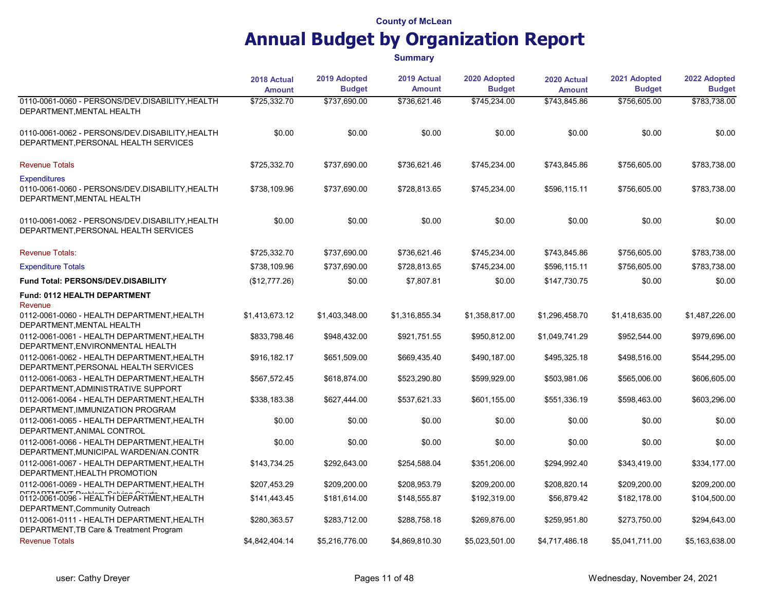**County of McLean**

# Annual Budget by Organization Report

**Summary**

| | 2018 Actual Amount | 2019 Adopted Budget | 2019 Actual Amount | 2020 Adopted Budget | 2020 Actual Amount | 2021 Adopted Budget | 2022 Adopted Budget |
|---|---|---|---|---|---|---|---|
| 0110-0061-0060 - PERSONS/DEV.DISABILITY,HEALTH DEPARTMENT,MENTAL HEALTH | $725,332.70 | $737,690.00 | $736,621.46 | $745,234.00 | $743,845.86 | $756,605.00 | $783,738.00 |
| 0110-0061-0062 - PERSONS/DEV.DISABILITY,HEALTH DEPARTMENT,PERSONAL HEALTH SERVICES | $0.00 | $0.00 | $0.00 | $0.00 | $0.00 | $0.00 | $0.00 |
| Revenue Totals | $725,332.70 | $737,690.00 | $736,621.46 | $745,234.00 | $743,845.86 | $756,605.00 | $783,738.00 |
| Expenditures | | | | | | | |
| 0110-0061-0060 - PERSONS/DEV.DISABILITY,HEALTH DEPARTMENT,MENTAL HEALTH | $738,109.96 | $737,690.00 | $728,813.65 | $745,234.00 | $596,115.11 | $756,605.00 | $783,738.00 |
| 0110-0061-0062 - PERSONS/DEV.DISABILITY,HEALTH DEPARTMENT,PERSONAL HEALTH SERVICES | $0.00 | $0.00 | $0.00 | $0.00 | $0.00 | $0.00 | $0.00 |
| Revenue Totals: | $725,332.70 | $737,690.00 | $736,621.46 | $745,234.00 | $743,845.86 | $756,605.00 | $783,738.00 |
| Expenditure Totals | $738,109.96 | $737,690.00 | $728,813.65 | $745,234.00 | $596,115.11 | $756,605.00 | $783,738.00 |
| **Fund Total: PERSONS/DEV.DISABILITY** | ($12,777.26) | $0.00 | $7,807.81 | $0.00 | $147,730.75 | $0.00 | $0.00 |
| **Fund: 0112 HEALTH DEPARTMENT** | | | | | | | |
| Revenue | | | | | | | |
| 0112-0061-0060 - HEALTH DEPARTMENT,HEALTH DEPARTMENT,MENTAL HEALTH | $1,413,673.12 | $1,403,348.00 | $1,316,855.34 | $1,358,817.00 | $1,296,458.70 | $1,418,635.00 | $1,487,226.00 |
| 0112-0061-0061 - HEALTH DEPARTMENT,HEALTH DEPARTMENT,ENVIRONMENTAL HEALTH | $833,798.46 | $948,432.00 | $921,751.55 | $950,812.00 | $1,049,741.29 | $952,544.00 | $979,696.00 |
| 0112-0061-0062 - HEALTH DEPARTMENT,HEALTH DEPARTMENT,PERSONAL HEALTH SERVICES | $916,182.17 | $651,509.00 | $669,435.40 | $490,187.00 | $495,325.18 | $498,516.00 | $544,295.00 |
| 0112-0061-0063 - HEALTH DEPARTMENT,HEALTH DEPARTMENT,ADMINISTRATIVE SUPPORT | $567,572.45 | $618,874.00 | $523,290.80 | $599,929.00 | $503,981.06 | $565,006.00 | $606,605.00 |
| 0112-0061-0064 - HEALTH DEPARTMENT,HEALTH DEPARTMENT,IMMUNIZATION PROGRAM | $338,183.38 | $627,444.00 | $537,621.33 | $601,155.00 | $551,336.19 | $598,463.00 | $603,296.00 |
| 0112-0061-0065 - HEALTH DEPARTMENT,HEALTH DEPARTMENT,ANIMAL CONTROL | $0.00 | $0.00 | $0.00 | $0.00 | $0.00 | $0.00 | $0.00 |
| 0112-0061-0066 - HEALTH DEPARTMENT,HEALTH DEPARTMENT,MUNICIPAL WARDEN/AN.CONTR | $0.00 | $0.00 | $0.00 | $0.00 | $0.00 | $0.00 | $0.00 |
| 0112-0061-0067 - HEALTH DEPARTMENT,HEALTH DEPARTMENT,HEALTH PROMOTION | $143,734.25 | $292,643.00 | $254,588.04 | $351,206.00 | $294,992.40 | $343,419.00 | $334,177.00 |
| 0112-0061-0069 - HEALTH DEPARTMENT,HEALTH DEPARTMENT,Problem Solving Courts | $207,453.29 | $209,200.00 | $208,953.79 | $209,200.00 | $208,820.14 | $209,200.00 | $209,200.00 |
| 0112-0061-0096 - HEALTH DEPARTMENT,HEALTH DEPARTMENT,Community Outreach | $141,443.45 | $181,614.00 | $148,555.87 | $192,319.00 | $56,879.42 | $182,178.00 | $104,500.00 |
| 0112-0061-0111 - HEALTH DEPARTMENT,HEALTH DEPARTMENT,TB Care & Treatment Program | $280,363.57 | $283,712.00 | $288,758.18 | $269,876.00 | $259,951.80 | $273,750.00 | $294,643.00 |
| Revenue Totals | $4,842,404.14 | $5,216,776.00 | $4,869,810.30 | $5,023,501.00 | $4,717,486.18 | $5,041,711.00 | $5,163,638.00 |

user: Cathy Dreyer

Wednesday, November 24, 2021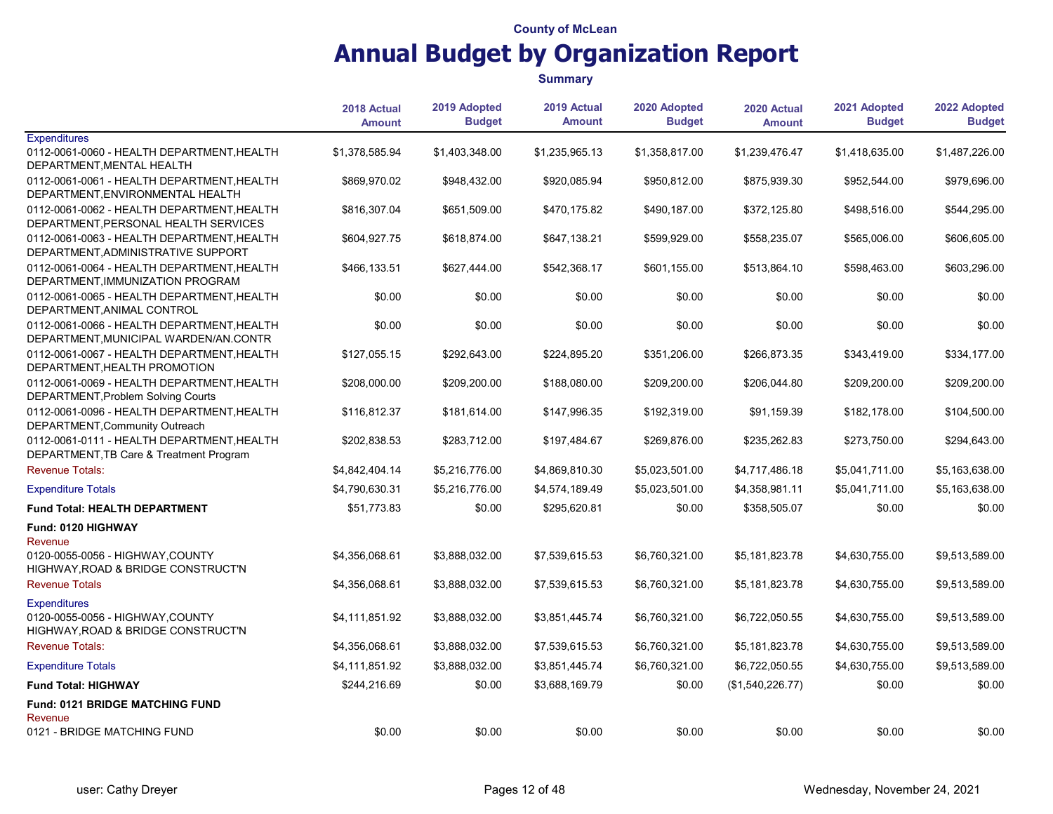County of McLean

# Annual Budget by Organization Report

**Summary**

| | 2018 Actual Amount | 2019 Adopted Budget | 2019 Actual Amount | 2020 Adopted Budget | 2020 Actual Amount | 2021 Adopted Budget | 2022 Adopted Budget |
|---|---|---|---|---|---|---|---|
| Expenditures | | | | | | | |
| 0112-0061-0060 - HEALTH DEPARTMENT,HEALTH DEPARTMENT,MENTAL HEALTH | $1,378,585.94 | $1,403,348.00 | $1,235,965.13 | $1,358,817.00 | $1,239,476.47 | $1,418,635.00 | $1,487,226.00 |
| 0112-0061-0061 - HEALTH DEPARTMENT,HEALTH DEPARTMENT,ENVIRONMENTAL HEALTH | $869,970.02 | $948,432.00 | $920,085.94 | $950,812.00 | $875,939.30 | $952,544.00 | $979,696.00 |
| 0112-0061-0062 - HEALTH DEPARTMENT,HEALTH DEPARTMENT,PERSONAL HEALTH SERVICES | $816,307.04 | $651,509.00 | $470,175.82 | $490,187.00 | $372,125.80 | $498,516.00 | $544,295.00 |
| 0112-0061-0063 - HEALTH DEPARTMENT,HEALTH DEPARTMENT,ADMINISTRATIVE SUPPORT | $604,927.75 | $618,874.00 | $647,138.21 | $599,929.00 | $558,235.07 | $565,006.00 | $606,605.00 |
| 0112-0061-0064 - HEALTH DEPARTMENT,HEALTH DEPARTMENT,IMMUNIZATION PROGRAM | $466,133.51 | $627,444.00 | $542,368.17 | $601,155.00 | $513,864.10 | $598,463.00 | $603,296.00 |
| 0112-0061-0065 - HEALTH DEPARTMENT,HEALTH DEPARTMENT,ANIMAL CONTROL | $0.00 | $0.00 | $0.00 | $0.00 | $0.00 | $0.00 | $0.00 |
| 0112-0061-0066 - HEALTH DEPARTMENT,HEALTH DEPARTMENT,MUNICIPAL WARDEN/AN.CONTR | $0.00 | $0.00 | $0.00 | $0.00 | $0.00 | $0.00 | $0.00 |
| 0112-0061-0067 - HEALTH DEPARTMENT,HEALTH DEPARTMENT,HEALTH PROMOTION | $127,055.15 | $292,643.00 | $224,895.20 | $351,206.00 | $266,873.35 | $343,419.00 | $334,177.00 |
| 0112-0061-0069 - HEALTH DEPARTMENT,HEALTH DEPARTMENT,Problem Solving Courts | $208,000.00 | $209,200.00 | $188,080.00 | $209,200.00 | $206,044.80 | $209,200.00 | $209,200.00 |
| 0112-0061-0096 - HEALTH DEPARTMENT,HEALTH DEPARTMENT,Community Outreach | $116,812.37 | $181,614.00 | $147,996.35 | $192,319.00 | $91,159.39 | $182,178.00 | $104,500.00 |
| 0112-0061-0111 - HEALTH DEPARTMENT,HEALTH DEPARTMENT,TB Care & Treatment Program | $202,838.53 | $283,712.00 | $197,484.67 | $269,876.00 | $235,262.83 | $273,750.00 | $294,643.00 |
| Revenue Totals: | $4,842,404.14 | $5,216,776.00 | $4,869,810.30 | $5,023,501.00 | $4,717,486.18 | $5,041,711.00 | $5,163,638.00 |
| Expenditure Totals | $4,790,630.31 | $5,216,776.00 | $4,574,189.49 | $5,023,501.00 | $4,358,981.11 | $5,041,711.00 | $5,163,638.00 |
| **Fund Total: HEALTH DEPARTMENT** | $51,773.83 | $0.00 | $295,620.81 | $0.00 | $358,505.07 | $0.00 | $0.00 |
| **Fund: 0120 HIGHWAY** | | | | | | | |
| Revenue | | | | | | | |
| 0120-0055-0056 - HIGHWAY,COUNTY HIGHWAY,ROAD & BRIDGE CONSTRUCT'N | $4,356,068.61 | $3,888,032.00 | $7,539,615.53 | $6,760,321.00 | $5,181,823.78 | $4,630,755.00 | $9,513,589.00 |
| Revenue Totals | $4,356,068.61 | $3,888,032.00 | $7,539,615.53 | $6,760,321.00 | $5,181,823.78 | $4,630,755.00 | $9,513,589.00 |
| Expenditures | | | | | | | |
| 0120-0055-0056 - HIGHWAY,COUNTY HIGHWAY,ROAD & BRIDGE CONSTRUCT'N | $4,111,851.92 | $3,888,032.00 | $3,851,445.74 | $6,760,321.00 | $6,722,050.55 | $4,630,755.00 | $9,513,589.00 |
| Revenue Totals: | $4,356,068.61 | $3,888,032.00 | $7,539,615.53 | $6,760,321.00 | $5,181,823.78 | $4,630,755.00 | $9,513,589.00 |
| Expenditure Totals | $4,111,851.92 | $3,888,032.00 | $3,851,445.74 | $6,760,321.00 | $6,722,050.55 | $4,630,755.00 | $9,513,589.00 |
| **Fund Total: HIGHWAY** | $244,216.69 | $0.00 | $3,688,169.79 | $0.00 | ($1,540,226.77) | $0.00 | $0.00 |
| **Fund: 0121 BRIDGE MATCHING FUND** | | | | | | | |
| Revenue | | | | | | | |
| 0121 - BRIDGE MATCHING FUND | $0.00 | $0.00 | $0.00 | $0.00 | $0.00 | $0.00 | $0.00 |

user: Cathy Dreyer

Wednesday, November 24, 2021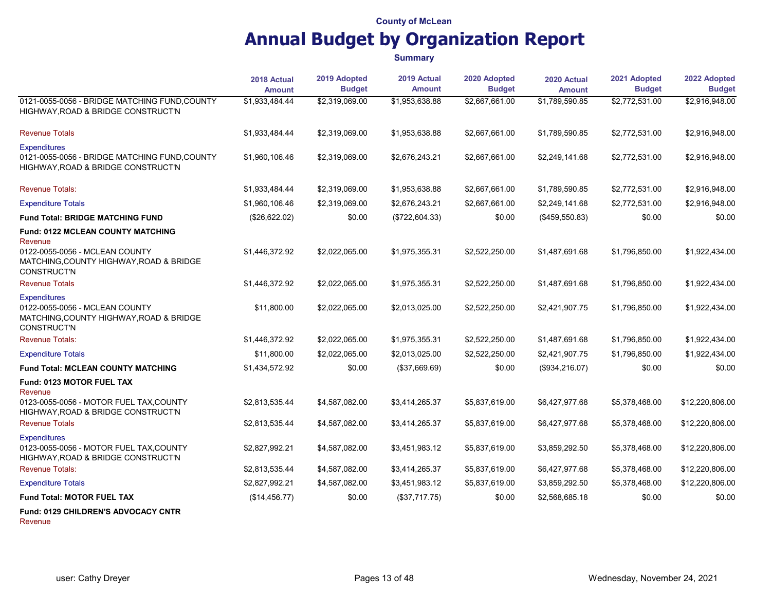County of McLean

# Annual Budget by Organization Report

**Summary**

| | 2018 Actual Amount | 2019 Adopted Budget | 2019 Actual Amount | 2020 Adopted Budget | 2020 Actual Amount | 2021 Adopted Budget | 2022 Adopted Budget |
|---|---|---|---|---|---|---|---|
| 0121-0055-0056 - BRIDGE MATCHING FUND,COUNTY HIGHWAY,ROAD & BRIDGE CONSTRUCT'N | $1,933,484.44 | $2,319,069.00 | $1,953,638.88 | $2,667,661.00 | $1,789,590.85 | $2,772,531.00 | $2,916,948.00 |
| Revenue Totals | $1,933,484.44 | $2,319,069.00 | $1,953,638.88 | $2,667,661.00 | $1,789,590.85 | $2,772,531.00 | $2,916,948.00 |
| Expenditures | | | | | | | |
| 0121-0055-0056 - BRIDGE MATCHING FUND,COUNTY HIGHWAY,ROAD & BRIDGE CONSTRUCT'N | $1,960,106.46 | $2,319,069.00 | $2,676,243.21 | $2,667,661.00 | $2,249,141.68 | $2,772,531.00 | $2,916,948.00 |
| Revenue Totals: | $1,933,484.44 | $2,319,069.00 | $1,953,638.88 | $2,667,661.00 | $1,789,590.85 | $2,772,531.00 | $2,916,948.00 |
| Expenditure Totals | $1,960,106.46 | $2,319,069.00 | $2,676,243.21 | $2,667,661.00 | $2,249,141.68 | $2,772,531.00 | $2,916,948.00 |
| **Fund Total: BRIDGE MATCHING FUND** | ($26,622.02) | $0.00 | ($722,604.33) | $0.00 | ($459,550.83) | $0.00 | $0.00 |
| **Fund: 0122 MCLEAN COUNTY MATCHING** | | | | | | | |
| Revenue | | | | | | | |
| 0122-0055-0056 - MCLEAN COUNTY MATCHING,COUNTY HIGHWAY,ROAD & BRIDGE CONSTRUCT'N | $1,446,372.92 | $2,022,065.00 | $1,975,355.31 | $2,522,250.00 | $1,487,691.68 | $1,796,850.00 | $1,922,434.00 |
| Revenue Totals | $1,446,372.92 | $2,022,065.00 | $1,975,355.31 | $2,522,250.00 | $1,487,691.68 | $1,796,850.00 | $1,922,434.00 |
| Expenditures | | | | | | | |
| 0122-0055-0056 - MCLEAN COUNTY MATCHING,COUNTY HIGHWAY,ROAD & BRIDGE CONSTRUCT'N | $11,800.00 | $2,022,065.00 | $2,013,025.00 | $2,522,250.00 | $2,421,907.75 | $1,796,850.00 | $1,922,434.00 |
| Revenue Totals: | $1,446,372.92 | $2,022,065.00 | $1,975,355.31 | $2,522,250.00 | $1,487,691.68 | $1,796,850.00 | $1,922,434.00 |
| Expenditure Totals | $11,800.00 | $2,022,065.00 | $2,013,025.00 | $2,522,250.00 | $2,421,907.75 | $1,796,850.00 | $1,922,434.00 |
| **Fund Total: MCLEAN COUNTY MATCHING** | $1,434,572.92 | $0.00 | ($37,669.69) | $0.00 | ($934,216.07) | $0.00 | $0.00 |
| **Fund: 0123 MOTOR FUEL TAX** | | | | | | | |
| Revenue | | | | | | | |
| 0123-0055-0056 - MOTOR FUEL TAX,COUNTY HIGHWAY,ROAD & BRIDGE CONSTRUCT'N | $2,813,535.44 | $4,587,082.00 | $3,414,265.37 | $5,837,619.00 | $6,427,977.68 | $5,378,468.00 | $12,220,806.00 |
| Revenue Totals | $2,813,535.44 | $4,587,082.00 | $3,414,265.37 | $5,837,619.00 | $6,427,977.68 | $5,378,468.00 | $12,220,806.00 |
| Expenditures | | | | | | | |
| 0123-0055-0056 - MOTOR FUEL TAX,COUNTY HIGHWAY,ROAD & BRIDGE CONSTRUCT'N | $2,827,992.21 | $4,587,082.00 | $3,451,983.12 | $5,837,619.00 | $3,859,292.50 | $5,378,468.00 | $12,220,806.00 |
| Revenue Totals: | $2,813,535.44 | $4,587,082.00 | $3,414,265.37 | $5,837,619.00 | $6,427,977.68 | $5,378,468.00 | $12,220,806.00 |
| Expenditure Totals | $2,827,992.21 | $4,587,082.00 | $3,451,983.12 | $5,837,619.00 | $3,859,292.50 | $5,378,468.00 | $12,220,806.00 |
| **Fund Total: MOTOR FUEL TAX** | ($14,456.77) | $0.00 | ($37,717.75) | $0.00 | $2,568,685.18 | $0.00 | $0.00 |
| **Fund: 0129 CHILDREN'S ADVOCACY CNTR** | | | | | | | |
| Revenue | | | | | | | |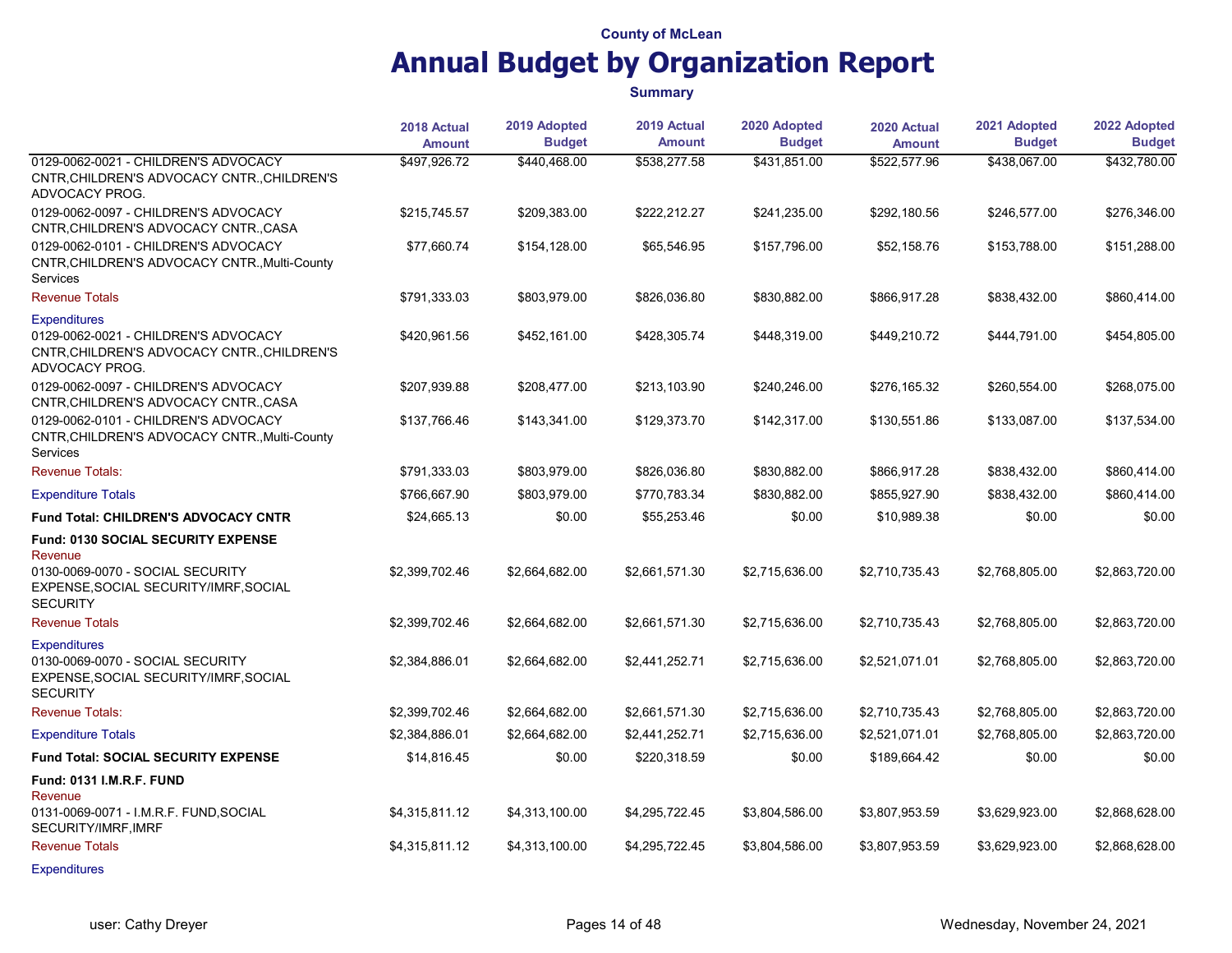County of McLean

# Annual Budget by Organization Report

**Summary**

| | 2018 Actual Amount | 2019 Adopted Budget | 2019 Actual Amount | 2020 Adopted Budget | 2020 Actual Amount | 2021 Adopted Budget | 2022 Adopted Budget |
|---|---|---|---|---|---|---|---|
| 0129-0062-0021 - CHILDREN'S ADVOCACY CNTR,CHILDREN'S ADVOCACY CNTR.,CHILDREN'S ADVOCACY PROG. | $497,926.72 | $440,468.00 | $538,277.58 | $431,851.00 | $522,577.96 | $438,067.00 | $432,780.00 |
| 0129-0062-0097 - CHILDREN'S ADVOCACY CNTR,CHILDREN'S ADVOCACY CNTR.,CASA | $215,745.57 | $209,383.00 | $222,212.27 | $241,235.00 | $292,180.56 | $246,577.00 | $276,346.00 |
| 0129-0062-0101 - CHILDREN'S ADVOCACY CNTR,CHILDREN'S ADVOCACY CNTR.,Multi-County Services | $77,660.74 | $154,128.00 | $65,546.95 | $157,796.00 | $52,158.76 | $153,788.00 | $151,288.00 |
| Revenue Totals | $791,333.03 | $803,979.00 | $826,036.80 | $830,882.00 | $866,917.28 | $838,432.00 | $860,414.00 |
| Expenditures | | | | | | | |
| 0129-0062-0021 - CHILDREN'S ADVOCACY CNTR,CHILDREN'S ADVOCACY CNTR.,CHILDREN'S ADVOCACY PROG. | $420,961.56 | $452,161.00 | $428,305.74 | $448,319.00 | $449,210.72 | $444,791.00 | $454,805.00 |
| 0129-0062-0097 - CHILDREN'S ADVOCACY CNTR,CHILDREN'S ADVOCACY CNTR.,CASA | $207,939.88 | $208,477.00 | $213,103.90 | $240,246.00 | $276,165.32 | $260,554.00 | $268,075.00 |
| 0129-0062-0101 - CHILDREN'S ADVOCACY CNTR,CHILDREN'S ADVOCACY CNTR.,Multi-County Services | $137,766.46 | $143,341.00 | $129,373.70 | $142,317.00 | $130,551.86 | $133,087.00 | $137,534.00 |
| Revenue Totals: | $791,333.03 | $803,979.00 | $826,036.80 | $830,882.00 | $866,917.28 | $838,432.00 | $860,414.00 |
| Expenditure Totals | $766,667.90 | $803,979.00 | $770,783.34 | $830,882.00 | $855,927.90 | $838,432.00 | $860,414.00 |
| **Fund Total: CHILDREN'S ADVOCACY CNTR** | $24,665.13 | $0.00 | $55,253.46 | $0.00 | $10,989.38 | $0.00 | $0.00 |
| **Fund: 0130 SOCIAL SECURITY EXPENSE** | | | | | | | |
| Revenue | | | | | | | |
| 0130-0069-0070 - SOCIAL SECURITY EXPENSE,SOCIAL SECURITY/IMRF,SOCIAL SECURITY | $2,399,702.46 | $2,664,682.00 | $2,661,571.30 | $2,715,636.00 | $2,710,735.43 | $2,768,805.00 | $2,863,720.00 |
| Revenue Totals | $2,399,702.46 | $2,664,682.00 | $2,661,571.30 | $2,715,636.00 | $2,710,735.43 | $2,768,805.00 | $2,863,720.00 |
| Expenditures | | | | | | | |
| 0130-0069-0070 - SOCIAL SECURITY EXPENSE,SOCIAL SECURITY/IMRF,SOCIAL SECURITY | $2,384,886.01 | $2,664,682.00 | $2,441,252.71 | $2,715,636.00 | $2,521,071.01 | $2,768,805.00 | $2,863,720.00 |
| Revenue Totals: | $2,399,702.46 | $2,664,682.00 | $2,661,571.30 | $2,715,636.00 | $2,710,735.43 | $2,768,805.00 | $2,863,720.00 |
| Expenditure Totals | $2,384,886.01 | $2,664,682.00 | $2,441,252.71 | $2,715,636.00 | $2,521,071.01 | $2,768,805.00 | $2,863,720.00 |
| **Fund Total: SOCIAL SECURITY EXPENSE** | $14,816.45 | $0.00 | $220,318.59 | $0.00 | $189,664.42 | $0.00 | $0.00 |
| **Fund: 0131 I.M.R.F. FUND** | | | | | | | |
| Revenue | | | | | | | |
| 0131-0069-0071 - I.M.R.F. FUND,SOCIAL SECURITY/IMRF,IMRF | $4,315,811.12 | $4,313,100.00 | $4,295,722.45 | $3,804,586.00 | $3,807,953.59 | $3,629,923.00 | $2,868,628.00 |
| Revenue Totals | $4,315,811.12 | $4,313,100.00 | $4,295,722.45 | $3,804,586.00 | $3,807,953.59 | $3,629,923.00 | $2,868,628.00 |
| Expenditures | | | | | | | |

user: Cathy Dreyer

Wednesday, November 24, 2021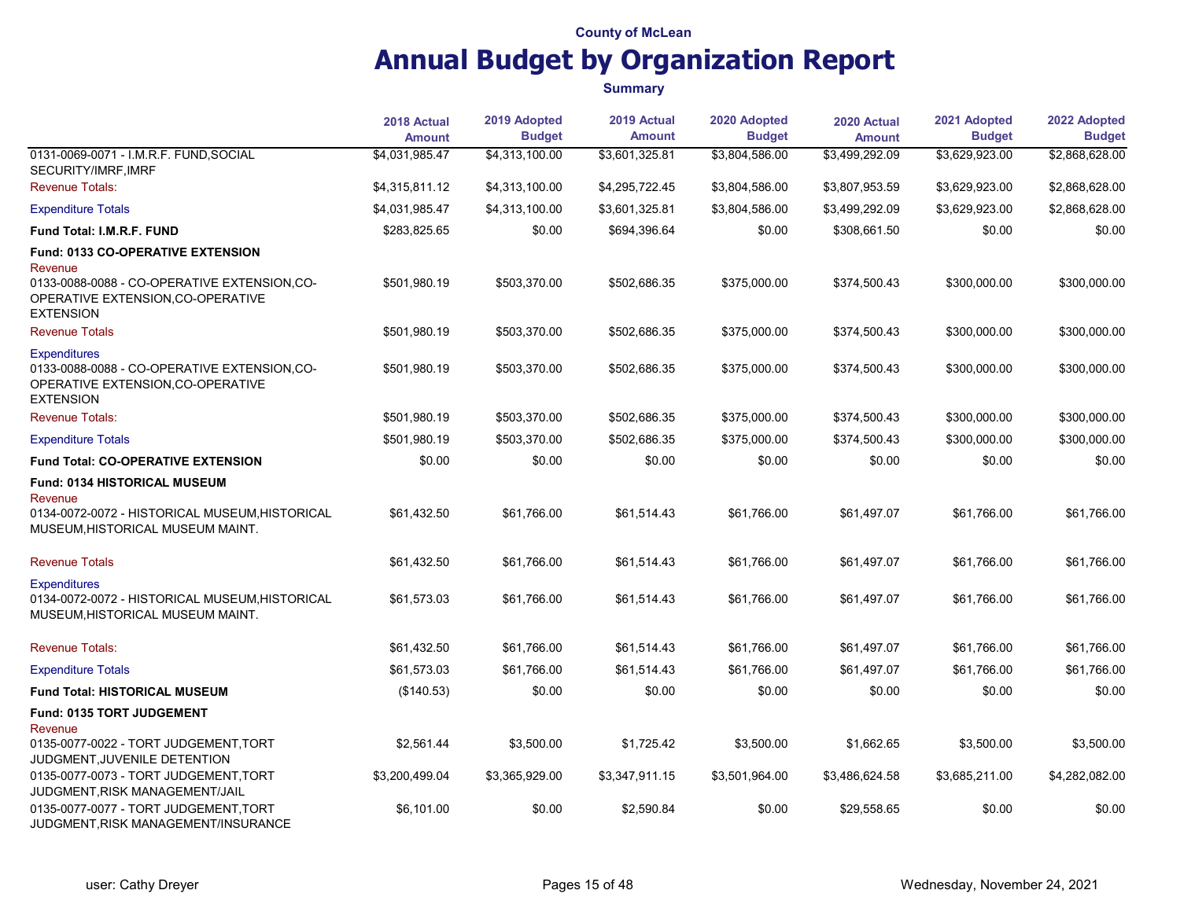County of McLean

# Annual Budget by Organization Report

**Summary**

| | 2018 Actual Amount | 2019 Adopted Budget | 2019 Actual Amount | 2020 Adopted Budget | 2020 Actual Amount | 2021 Adopted Budget | 2022 Adopted Budget |
|---|---|---|---|---|---|---|---|
| 0131-0069-0071 - I.M.R.F. FUND,SOCIAL SECURITY/IMRF,IMRF | $4,031,985.47 | $4,313,100.00 | $3,601,325.81 | $3,804,586.00 | $3,499,292.09 | $3,629,923.00 | $2,868,628.00 |
| Revenue Totals: | $4,315,811.12 | $4,313,100.00 | $4,295,722.45 | $3,804,586.00 | $3,807,953.59 | $3,629,923.00 | $2,868,628.00 |
| Expenditure Totals | $4,031,985.47 | $4,313,100.00 | $3,601,325.81 | $3,804,586.00 | $3,499,292.09 | $3,629,923.00 | $2,868,628.00 |
| **Fund Total: I.M.R.F. FUND** | $283,825.65 | $0.00 | $694,396.64 | $0.00 | $308,661.50 | $0.00 | $0.00 |
| **Fund: 0133 CO-OPERATIVE EXTENSION** | | | | | | | |
| Revenue | | | | | | | |
| 0133-0088-0088 - CO-OPERATIVE EXTENSION,CO-OPERATIVE EXTENSION,CO-OPERATIVE EXTENSION | $501,980.19 | $503,370.00 | $502,686.35 | $375,000.00 | $374,500.43 | $300,000.00 | $300,000.00 |
| Revenue Totals | $501,980.19 | $503,370.00 | $502,686.35 | $375,000.00 | $374,500.43 | $300,000.00 | $300,000.00 |
| Expenditures | | | | | | | |
| 0133-0088-0088 - CO-OPERATIVE EXTENSION,CO-OPERATIVE EXTENSION,CO-OPERATIVE EXTENSION | $501,980.19 | $503,370.00 | $502,686.35 | $375,000.00 | $374,500.43 | $300,000.00 | $300,000.00 |
| Revenue Totals: | $501,980.19 | $503,370.00 | $502,686.35 | $375,000.00 | $374,500.43 | $300,000.00 | $300,000.00 |
| Expenditure Totals | $501,980.19 | $503,370.00 | $502,686.35 | $375,000.00 | $374,500.43 | $300,000.00 | $300,000.00 |
| **Fund Total: CO-OPERATIVE EXTENSION** | $0.00 | $0.00 | $0.00 | $0.00 | $0.00 | $0.00 | $0.00 |
| **Fund: 0134 HISTORICAL MUSEUM** | | | | | | | |
| Revenue | | | | | | | |
| 0134-0072-0072 - HISTORICAL MUSEUM,HISTORICAL MUSEUM,HISTORICAL MUSEUM MAINT. | $61,432.50 | $61,766.00 | $61,514.43 | $61,766.00 | $61,497.07 | $61,766.00 | $61,766.00 |
| Revenue Totals | $61,432.50 | $61,766.00 | $61,514.43 | $61,766.00 | $61,497.07 | $61,766.00 | $61,766.00 |
| Expenditures | | | | | | | |
| 0134-0072-0072 - HISTORICAL MUSEUM,HISTORICAL MUSEUM,HISTORICAL MUSEUM MAINT. | $61,573.03 | $61,766.00 | $61,514.43 | $61,766.00 | $61,497.07 | $61,766.00 | $61,766.00 |
| Revenue Totals: | $61,432.50 | $61,766.00 | $61,514.43 | $61,766.00 | $61,497.07 | $61,766.00 | $61,766.00 |
| Expenditure Totals | $61,573.03 | $61,766.00 | $61,514.43 | $61,766.00 | $61,497.07 | $61,766.00 | $61,766.00 |
| **Fund Total: HISTORICAL MUSEUM** | ($140.53) | $0.00 | $0.00 | $0.00 | $0.00 | $0.00 | $0.00 |
| **Fund: 0135 TORT JUDGEMENT** | | | | | | | |
| Revenue | | | | | | | |
| 0135-0077-0022 - TORT JUDGEMENT,TORT JUDGMENT,JUVENILE DETENTION | $2,561.44 | $3,500.00 | $1,725.42 | $3,500.00 | $1,662.65 | $3,500.00 | $3,500.00 |
| 0135-0077-0073 - TORT JUDGEMENT,TORT JUDGMENT,RISK MANAGEMENT/JAIL | $3,200,499.04 | $3,365,929.00 | $3,347,911.15 | $3,501,964.00 | $3,486,624.58 | $3,685,211.00 | $4,282,082.00 |
| 0135-0077-0077 - TORT JUDGEMENT,TORT JUDGMENT,RISK MANAGEMENT/INSURANCE | $6,101.00 | $0.00 | $2,590.84 | $0.00 | $29,558.65 | $0.00 | $0.00 |

user: Cathy Dreyer

Wednesday, November 24, 2021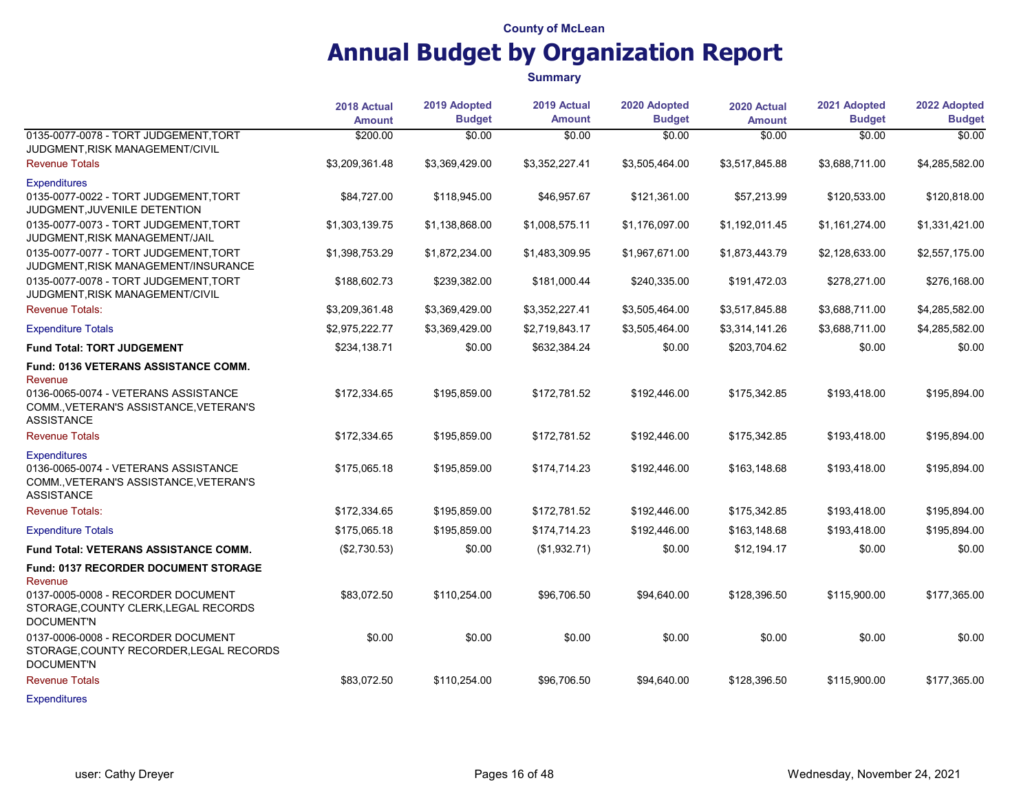County of McLean

# Annual Budget by Organization Report

**Summary**

| | 2018 Actual Amount | 2019 Adopted Budget | 2019 Actual Amount | 2020 Adopted Budget | 2020 Actual Amount | 2021 Adopted Budget | 2022 Adopted Budget |
|---|---|---|---|---|---|---|---|
| 0135-0077-0078 - TORT JUDGEMENT,TORT JUDGMENT,RISK MANAGEMENT/CIVIL | $200.00 | $0.00 | $0.00 | $0.00 | $0.00 | $0.00 | $0.00 |
| Revenue Totals | $3,209,361.48 | $3,369,429.00 | $3,352,227.41 | $3,505,464.00 | $3,517,845.88 | $3,688,711.00 | $4,285,582.00 |
| Expenditures | | | | | | | |
| 0135-0077-0022 - TORT JUDGEMENT,TORT JUDGMENT,JUVENILE DETENTION | $84,727.00 | $118,945.00 | $46,957.67 | $121,361.00 | $57,213.99 | $120,533.00 | $120,818.00 |
| 0135-0077-0073 - TORT JUDGEMENT,TORT JUDGMENT,RISK MANAGEMENT/JAIL | $1,303,139.75 | $1,138,868.00 | $1,008,575.11 | $1,176,097.00 | $1,192,011.45 | $1,161,274.00 | $1,331,421.00 |
| 0135-0077-0077 - TORT JUDGEMENT,TORT JUDGMENT,RISK MANAGEMENT/INSURANCE | $1,398,753.29 | $1,872,234.00 | $1,483,309.95 | $1,967,671.00 | $1,873,443.79 | $2,128,633.00 | $2,557,175.00 |
| 0135-0077-0078 - TORT JUDGEMENT,TORT JUDGMENT,RISK MANAGEMENT/CIVIL | $188,602.73 | $239,382.00 | $181,000.44 | $240,335.00 | $191,472.03 | $278,271.00 | $276,168.00 |
| Revenue Totals: | $3,209,361.48 | $3,369,429.00 | $3,352,227.41 | $3,505,464.00 | $3,517,845.88 | $3,688,711.00 | $4,285,582.00 |
| Expenditure Totals | $2,975,222.77 | $3,369,429.00 | $2,719,843.17 | $3,505,464.00 | $3,314,141.26 | $3,688,711.00 | $4,285,582.00 |
| **Fund Total: TORT JUDGEMENT** | $234,138.71 | $0.00 | $632,384.24 | $0.00 | $203,704.62 | $0.00 | $0.00 |
| **Fund: 0136 VETERANS ASSISTANCE COMM.** | | | | | | | |
| Revenue | | | | | | | |
| 0136-0065-0074 - VETERANS ASSISTANCE COMM.,VETERAN'S ASSISTANCE,VETERAN'S ASSISTANCE | $172,334.65 | $195,859.00 | $172,781.52 | $192,446.00 | $175,342.85 | $193,418.00 | $195,894.00 |
| Revenue Totals | $172,334.65 | $195,859.00 | $172,781.52 | $192,446.00 | $175,342.85 | $193,418.00 | $195,894.00 |
| Expenditures | | | | | | | |
| 0136-0065-0074 - VETERANS ASSISTANCE COMM.,VETERAN'S ASSISTANCE,VETERAN'S ASSISTANCE | $175,065.18 | $195,859.00 | $174,714.23 | $192,446.00 | $163,148.68 | $193,418.00 | $195,894.00 |
| Revenue Totals: | $172,334.65 | $195,859.00 | $172,781.52 | $192,446.00 | $175,342.85 | $193,418.00 | $195,894.00 |
| Expenditure Totals | $175,065.18 | $195,859.00 | $174,714.23 | $192,446.00 | $163,148.68 | $193,418.00 | $195,894.00 |
| **Fund Total: VETERANS ASSISTANCE COMM.** | ($2,730.53) | $0.00 | ($1,932.71) | $0.00 | $12,194.17 | $0.00 | $0.00 |
| **Fund: 0137 RECORDER DOCUMENT STORAGE** | | | | | | | |
| Revenue | | | | | | | |
| 0137-0005-0008 - RECORDER DOCUMENT STORAGE,COUNTY CLERK,LEGAL RECORDS DOCUMENT'N | $83,072.50 | $110,254.00 | $96,706.50 | $94,640.00 | $128,396.50 | $115,900.00 | $177,365.00 |
| 0137-0006-0008 - RECORDER DOCUMENT STORAGE,COUNTY RECORDER,LEGAL RECORDS DOCUMENT'N | $0.00 | $0.00 | $0.00 | $0.00 | $0.00 | $0.00 | $0.00 |
| Revenue Totals | $83,072.50 | $110,254.00 | $96,706.50 | $94,640.00 | $128,396.50 | $115,900.00 | $177,365.00 |
| Expenditures | | | | | | | |

user: Cathy Dreyer    Wednesday, November 24, 2021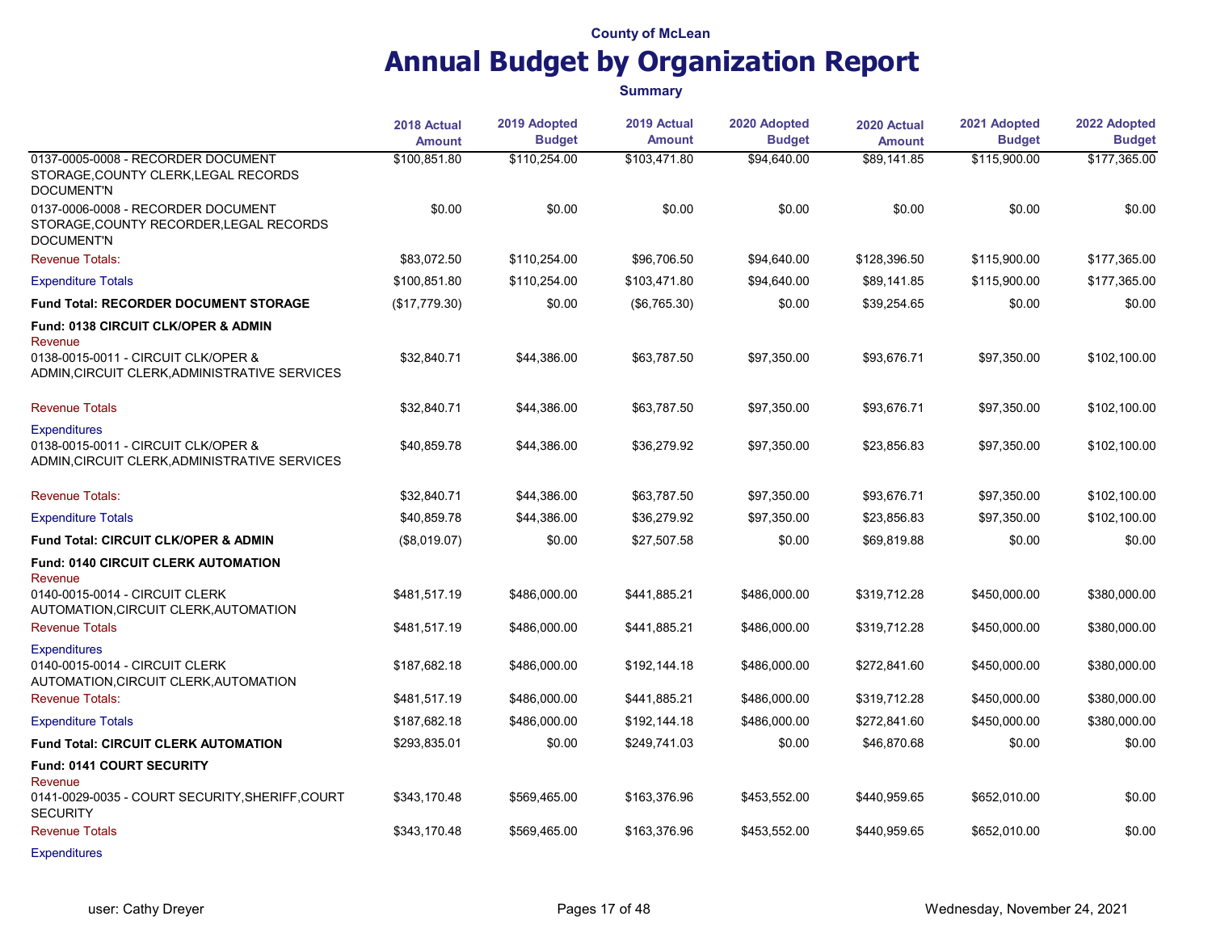County of McLean

# Annual Budget by Organization Report

**Summary**

| | 2018 Actual Amount | 2019 Adopted Budget | 2019 Actual Amount | 2020 Adopted Budget | 2020 Actual Amount | 2021 Adopted Budget | 2022 Adopted Budget |
|---|---|---|---|---|---|---|---|
| 0137-0005-0008 - RECORDER DOCUMENT STORAGE,COUNTY CLERK,LEGAL RECORDS DOCUMENT'N | $100,851.80 | $110,254.00 | $103,471.80 | $94,640.00 | $89,141.85 | $115,900.00 | $177,365.00 |
| 0137-0006-0008 - RECORDER DOCUMENT STORAGE,COUNTY RECORDER,LEGAL RECORDS DOCUMENT'N | $0.00 | $0.00 | $0.00 | $0.00 | $0.00 | $0.00 | $0.00 |
| Revenue Totals: | $83,072.50 | $110,254.00 | $96,706.50 | $94,640.00 | $128,396.50 | $115,900.00 | $177,365.00 |
| Expenditure Totals | $100,851.80 | $110,254.00 | $103,471.80 | $94,640.00 | $89,141.85 | $115,900.00 | $177,365.00 |
| **Fund Total: RECORDER DOCUMENT STORAGE** | ($17,779.30) | $0.00 | ($6,765.30) | $0.00 | $39,254.65 | $0.00 | $0.00 |
| **Fund: 0138 CIRCUIT CLK/OPER & ADMIN** | | | | | | | |
| Revenue | | | | | | | |
| 0138-0015-0011 - CIRCUIT CLK/OPER & ADMIN,CIRCUIT CLERK,ADMINISTRATIVE SERVICES | $32,840.71 | $44,386.00 | $63,787.50 | $97,350.00 | $93,676.71 | $97,350.00 | $102,100.00 |
| Revenue Totals | $32,840.71 | $44,386.00 | $63,787.50 | $97,350.00 | $93,676.71 | $97,350.00 | $102,100.00 |
| Expenditures | | | | | | | |
| 0138-0015-0011 - CIRCUIT CLK/OPER & ADMIN,CIRCUIT CLERK,ADMINISTRATIVE SERVICES | $40,859.78 | $44,386.00 | $36,279.92 | $97,350.00 | $23,856.83 | $97,350.00 | $102,100.00 |
| Revenue Totals: | $32,840.71 | $44,386.00 | $63,787.50 | $97,350.00 | $93,676.71 | $97,350.00 | $102,100.00 |
| Expenditure Totals | $40,859.78 | $44,386.00 | $36,279.92 | $97,350.00 | $23,856.83 | $97,350.00 | $102,100.00 |
| **Fund Total: CIRCUIT CLK/OPER & ADMIN** | ($8,019.07) | $0.00 | $27,507.58 | $0.00 | $69,819.88 | $0.00 | $0.00 |
| **Fund: 0140 CIRCUIT CLERK AUTOMATION** | | | | | | | |
| Revenue | | | | | | | |
| 0140-0015-0014 - CIRCUIT CLERK AUTOMATION,CIRCUIT CLERK,AUTOMATION | $481,517.19 | $486,000.00 | $441,885.21 | $486,000.00 | $319,712.28 | $450,000.00 | $380,000.00 |
| Revenue Totals | $481,517.19 | $486,000.00 | $441,885.21 | $486,000.00 | $319,712.28 | $450,000.00 | $380,000.00 |
| Expenditures | | | | | | | |
| 0140-0015-0014 - CIRCUIT CLERK AUTOMATION,CIRCUIT CLERK,AUTOMATION | $187,682.18 | $486,000.00 | $192,144.18 | $486,000.00 | $272,841.60 | $450,000.00 | $380,000.00 |
| Revenue Totals: | $481,517.19 | $486,000.00 | $441,885.21 | $486,000.00 | $319,712.28 | $450,000.00 | $380,000.00 |
| Expenditure Totals | $187,682.18 | $486,000.00 | $192,144.18 | $486,000.00 | $272,841.60 | $450,000.00 | $380,000.00 |
| **Fund Total: CIRCUIT CLERK AUTOMATION** | $293,835.01 | $0.00 | $249,741.03 | $0.00 | $46,870.68 | $0.00 | $0.00 |
| **Fund: 0141 COURT SECURITY** | | | | | | | |
| Revenue | | | | | | | |
| 0141-0029-0035 - COURT SECURITY,SHERIFF,COURT SECURITY | $343,170.48 | $569,465.00 | $163,376.96 | $453,552.00 | $440,959.65 | $652,010.00 | $0.00 |
| Revenue Totals | $343,170.48 | $569,465.00 | $163,376.96 | $453,552.00 | $440,959.65 | $652,010.00 | $0.00 |
| Expenditures | | | | | | | |

user: Cathy Dreyer

Wednesday, November 24, 2021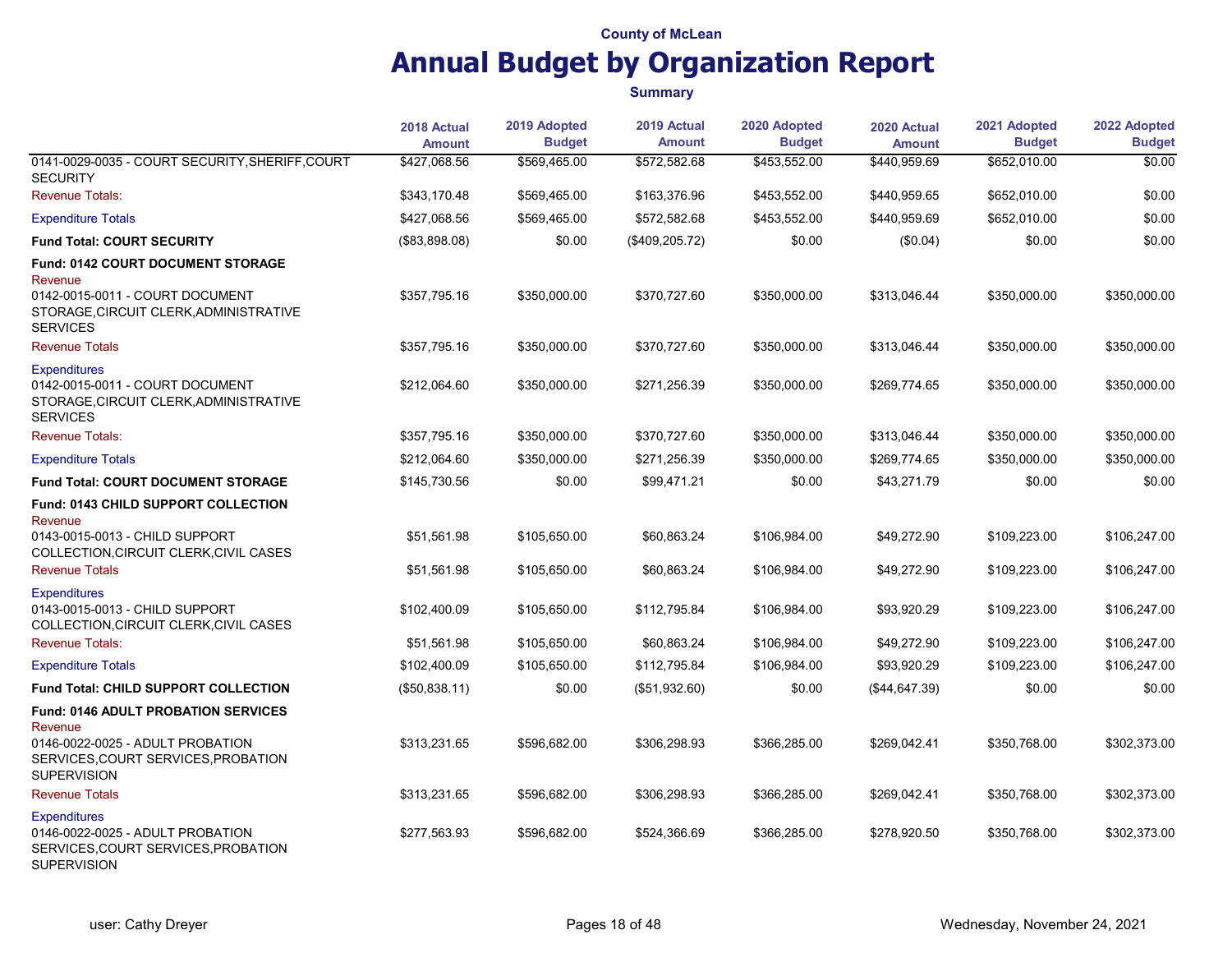County of McLean

# Annual Budget by Organization Report

**Summary**

| | 2018 Actual Amount | 2019 Adopted Budget | 2019 Actual Amount | 2020 Adopted Budget | 2020 Actual Amount | 2021 Adopted Budget | 2022 Adopted Budget |
|---|---|---|---|---|---|---|---|
| 0141-0029-0035 - COURT SECURITY,SHERIFF,COURT SECURITY | $427,068.56 | $569,465.00 | $572,582.68 | $453,552.00 | $440,959.69 | $652,010.00 | $0.00 |
| Revenue Totals: | $343,170.48 | $569,465.00 | $163,376.96 | $453,552.00 | $440,959.65 | $652,010.00 | $0.00 |
| Expenditure Totals | $427,068.56 | $569,465.00 | $572,582.68 | $453,552.00 | $440,959.69 | $652,010.00 | $0.00 |
| **Fund Total: COURT SECURITY** | ($83,898.08) | $0.00 | ($409,205.72) | $0.00 | ($0.04) | $0.00 | $0.00 |
| **Fund: 0142 COURT DOCUMENT STORAGE** | | | | | | | |
| Revenue | | | | | | | |
| 0142-0015-0011 - COURT DOCUMENT STORAGE,CIRCUIT CLERK,ADMINISTRATIVE SERVICES | $357,795.16 | $350,000.00 | $370,727.60 | $350,000.00 | $313,046.44 | $350,000.00 | $350,000.00 |
| Revenue Totals | $357,795.16 | $350,000.00 | $370,727.60 | $350,000.00 | $313,046.44 | $350,000.00 | $350,000.00 |
| Expenditures | | | | | | | |
| 0142-0015-0011 - COURT DOCUMENT STORAGE,CIRCUIT CLERK,ADMINISTRATIVE SERVICES | $212,064.60 | $350,000.00 | $271,256.39 | $350,000.00 | $269,774.65 | $350,000.00 | $350,000.00 |
| Revenue Totals: | $357,795.16 | $350,000.00 | $370,727.60 | $350,000.00 | $313,046.44 | $350,000.00 | $350,000.00 |
| Expenditure Totals | $212,064.60 | $350,000.00 | $271,256.39 | $350,000.00 | $269,774.65 | $350,000.00 | $350,000.00 |
| **Fund Total: COURT DOCUMENT STORAGE** | $145,730.56 | $0.00 | $99,471.21 | $0.00 | $43,271.79 | $0.00 | $0.00 |
| **Fund: 0143 CHILD SUPPORT COLLECTION** | | | | | | | |
| Revenue | | | | | | | |
| 0143-0015-0013 - CHILD SUPPORT COLLECTION,CIRCUIT CLERK,CIVIL CASES | $51,561.98 | $105,650.00 | $60,863.24 | $106,984.00 | $49,272.90 | $109,223.00 | $106,247.00 |
| Revenue Totals | $51,561.98 | $105,650.00 | $60,863.24 | $106,984.00 | $49,272.90 | $109,223.00 | $106,247.00 |
| Expenditures | | | | | | | |
| 0143-0015-0013 - CHILD SUPPORT COLLECTION,CIRCUIT CLERK,CIVIL CASES | $102,400.09 | $105,650.00 | $112,795.84 | $106,984.00 | $93,920.29 | $109,223.00 | $106,247.00 |
| Revenue Totals: | $51,561.98 | $105,650.00 | $60,863.24 | $106,984.00 | $49,272.90 | $109,223.00 | $106,247.00 |
| Expenditure Totals | $102,400.09 | $105,650.00 | $112,795.84 | $106,984.00 | $93,920.29 | $109,223.00 | $106,247.00 |
| **Fund Total: CHILD SUPPORT COLLECTION** | ($50,838.11) | $0.00 | ($51,932.60) | $0.00 | ($44,647.39) | $0.00 | $0.00 |
| **Fund: 0146 ADULT PROBATION SERVICES** | | | | | | | |
| Revenue | | | | | | | |
| 0146-0022-0025 - ADULT PROBATION SERVICES,COURT SERVICES,PROBATION SUPERVISION | $313,231.65 | $596,682.00 | $306,298.93 | $366,285.00 | $269,042.41 | $350,768.00 | $302,373.00 |
| Revenue Totals | $313,231.65 | $596,682.00 | $306,298.93 | $366,285.00 | $269,042.41 | $350,768.00 | $302,373.00 |
| Expenditures | | | | | | | |
| 0146-0022-0025 - ADULT PROBATION SERVICES,COURT SERVICES,PROBATION SUPERVISION | $277,563.93 | $596,682.00 | $524,366.69 | $366,285.00 | $278,920.50 | $350,768.00 | $302,373.00 |

user: Cathy Dreyer | Wednesday, November 24, 2021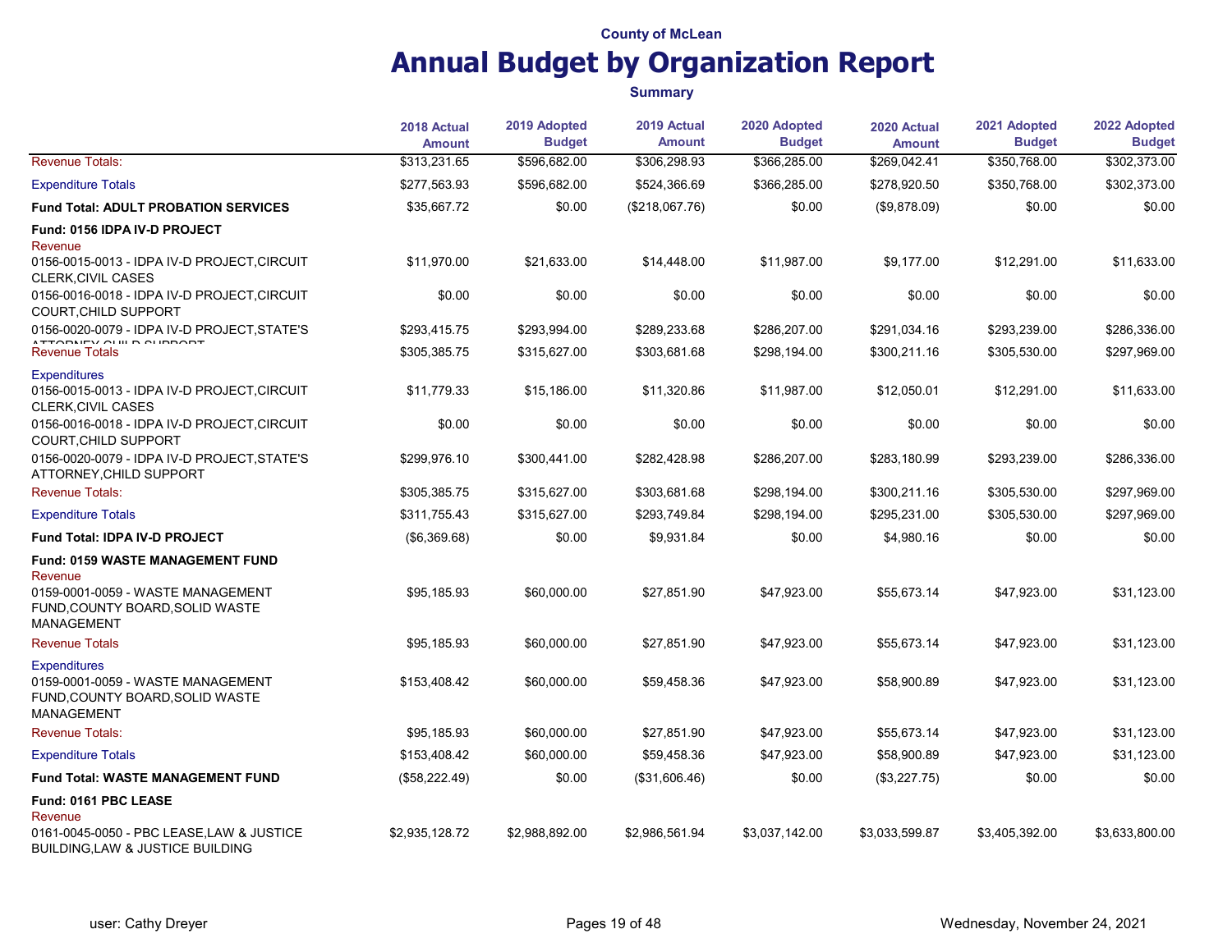County of McLean

# Annual Budget by Organization Report

**Summary**

| | 2018 Actual Amount | 2019 Adopted Budget | 2019 Actual Amount | 2020 Adopted Budget | 2020 Actual Amount | 2021 Adopted Budget | 2022 Adopted Budget |
|---|---|---|---|---|---|---|---|
| Revenue Totals: | $313,231.65 | $596,682.00 | $306,298.93 | $366,285.00 | $269,042.41 | $350,768.00 | $302,373.00 |
| Expenditure Totals | $277,563.93 | $596,682.00 | $524,366.69 | $366,285.00 | $278,920.50 | $350,768.00 | $302,373.00 |
| **Fund Total: ADULT PROBATION SERVICES** | $35,667.72 | $0.00 | ($218,067.76) | $0.00 | ($9,878.09) | $0.00 | $0.00 |
| **Fund: 0156 IDPA IV-D PROJECT** | | | | | | | |
| Revenue | | | | | | | |
| 0156-0015-0013 - IDPA IV-D PROJECT,CIRCUIT CLERK,CIVIL CASES | $11,970.00 | $21,633.00 | $14,448.00 | $11,987.00 | $9,177.00 | $12,291.00 | $11,633.00 |
| 0156-0016-0018 - IDPA IV-D PROJECT,CIRCUIT COURT,CHILD SUPPORT | $0.00 | $0.00 | $0.00 | $0.00 | $0.00 | $0.00 | $0.00 |
| 0156-0020-0079 - IDPA IV-D PROJECT,STATE'S ATTORNEY,CHILD SUPPORT | $293,415.75 | $293,994.00 | $289,233.68 | $286,207.00 | $291,034.16 | $293,239.00 | $286,336.00 |
| Revenue Totals | $305,385.75 | $315,627.00 | $303,681.68 | $298,194.00 | $300,211.16 | $305,530.00 | $297,969.00 |
| Expenditures | | | | | | | |
| 0156-0015-0013 - IDPA IV-D PROJECT,CIRCUIT CLERK,CIVIL CASES | $11,779.33 | $15,186.00 | $11,320.86 | $11,987.00 | $12,050.01 | $12,291.00 | $11,633.00 |
| 0156-0016-0018 - IDPA IV-D PROJECT,CIRCUIT COURT,CHILD SUPPORT | $0.00 | $0.00 | $0.00 | $0.00 | $0.00 | $0.00 | $0.00 |
| 0156-0020-0079 - IDPA IV-D PROJECT,STATE'S ATTORNEY,CHILD SUPPORT | $299,976.10 | $300,441.00 | $282,428.98 | $286,207.00 | $283,180.99 | $293,239.00 | $286,336.00 |
| Revenue Totals: | $305,385.75 | $315,627.00 | $303,681.68 | $298,194.00 | $300,211.16 | $305,530.00 | $297,969.00 |
| Expenditure Totals | $311,755.43 | $315,627.00 | $293,749.84 | $298,194.00 | $295,231.00 | $305,530.00 | $297,969.00 |
| **Fund Total: IDPA IV-D PROJECT** | ($6,369.68) | $0.00 | $9,931.84 | $0.00 | $4,980.16 | $0.00 | $0.00 |
| **Fund: 0159 WASTE MANAGEMENT FUND** | | | | | | | |
| Revenue | | | | | | | |
| 0159-0001-0059 - WASTE MANAGEMENT FUND,COUNTY BOARD,SOLID WASTE MANAGEMENT | $95,185.93 | $60,000.00 | $27,851.90 | $47,923.00 | $55,673.14 | $47,923.00 | $31,123.00 |
| Revenue Totals | $95,185.93 | $60,000.00 | $27,851.90 | $47,923.00 | $55,673.14 | $47,923.00 | $31,123.00 |
| Expenditures | | | | | | | |
| 0159-0001-0059 - WASTE MANAGEMENT FUND,COUNTY BOARD,SOLID WASTE MANAGEMENT | $153,408.42 | $60,000.00 | $59,458.36 | $47,923.00 | $58,900.89 | $47,923.00 | $31,123.00 |
| Revenue Totals: | $95,185.93 | $60,000.00 | $27,851.90 | $47,923.00 | $55,673.14 | $47,923.00 | $31,123.00 |
| Expenditure Totals | $153,408.42 | $60,000.00 | $59,458.36 | $47,923.00 | $58,900.89 | $47,923.00 | $31,123.00 |
| **Fund Total: WASTE MANAGEMENT FUND** | ($58,222.49) | $0.00 | ($31,606.46) | $0.00 | ($3,227.75) | $0.00 | $0.00 |
| **Fund: 0161 PBC LEASE** | | | | | | | |
| Revenue | | | | | | | |
| 0161-0045-0050 - PBC LEASE,LAW & JUSTICE BUILDING,LAW & JUSTICE BUILDING | $2,935,128.72 | $2,988,892.00 | $2,986,561.94 | $3,037,142.00 | $3,033,599.87 | $3,405,392.00 | $3,633,800.00 |

user: Cathy Dreyer | Wednesday, November 24, 2021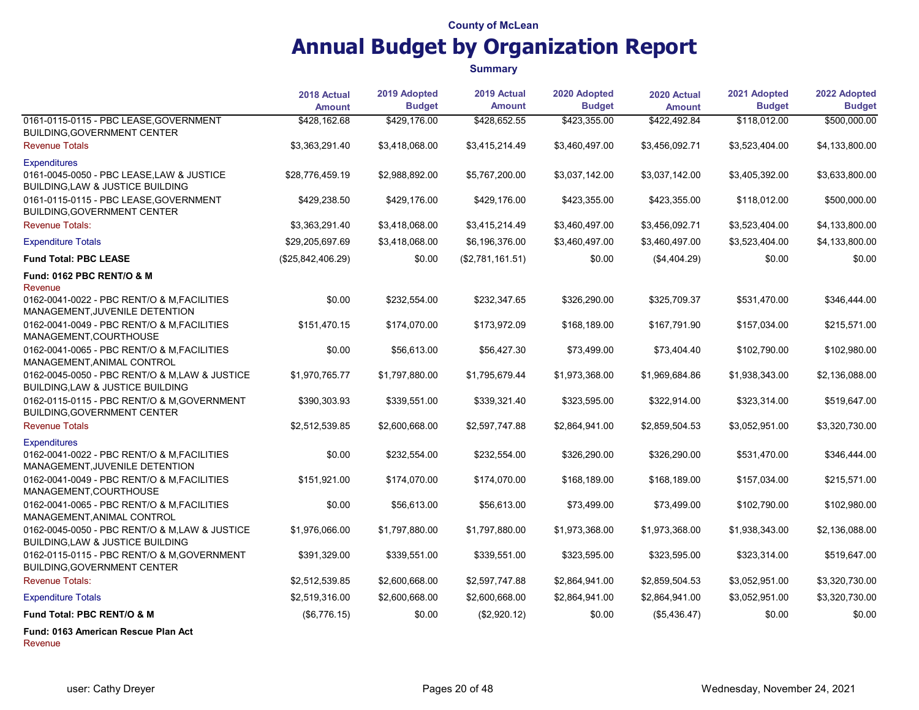County of McLean

# Annual Budget by Organization Report

**Summary**

| | 2018 Actual Amount | 2019 Adopted Budget | 2019 Actual Amount | 2020 Adopted Budget | 2020 Actual Amount | 2021 Adopted Budget | 2022 Adopted Budget |
|---|---|---|---|---|---|---|---|
| 0161-0115-0115 - PBC LEASE,GOVERNMENT BUILDING,GOVERNMENT CENTER | $428,162.68 | $429,176.00 | $428,652.55 | $423,355.00 | $422,492.84 | $118,012.00 | $500,000.00 |
| Revenue Totals | $3,363,291.40 | $3,418,068.00 | $3,415,214.49 | $3,460,497.00 | $3,456,092.71 | $3,523,404.00 | $4,133,800.00 |
| Expenditures | | | | | | | |
| 0161-0045-0050 - PBC LEASE,LAW & JUSTICE BUILDING,LAW & JUSTICE BUILDING | $28,776,459.19 | $2,988,892.00 | $5,767,200.00 | $3,037,142.00 | $3,037,142.00 | $3,405,392.00 | $3,633,800.00 |
| 0161-0115-0115 - PBC LEASE,GOVERNMENT BUILDING,GOVERNMENT CENTER | $429,238.50 | $429,176.00 | $429,176.00 | $423,355.00 | $423,355.00 | $118,012.00 | $500,000.00 |
| Revenue Totals: | $3,363,291.40 | $3,418,068.00 | $3,415,214.49 | $3,460,497.00 | $3,456,092.71 | $3,523,404.00 | $4,133,800.00 |
| Expenditure Totals | $29,205,697.69 | $3,418,068.00 | $6,196,376.00 | $3,460,497.00 | $3,460,497.00 | $3,523,404.00 | $4,133,800.00 |
| **Fund Total: PBC LEASE** | ($25,842,406.29) | $0.00 | ($2,781,161.51) | $0.00 | ($4,404.29) | $0.00 | $0.00 |
| **Fund: 0162 PBC RENT/O & M** | | | | | | | |
| Revenue | | | | | | | |
| 0162-0041-0022 - PBC RENT/O & M,FACILITIES MANAGEMENT,JUVENILE DETENTION | $0.00 | $232,554.00 | $232,347.65 | $326,290.00 | $325,709.37 | $531,470.00 | $346,444.00 |
| 0162-0041-0049 - PBC RENT/O & M,FACILITIES MANAGEMENT,COURTHOUSE | $151,470.15 | $174,070.00 | $173,972.09 | $168,189.00 | $167,791.90 | $157,034.00 | $215,571.00 |
| 0162-0041-0065 - PBC RENT/O & M,FACILITIES MANAGEMENT,ANIMAL CONTROL | $0.00 | $56,613.00 | $56,427.30 | $73,499.00 | $73,404.40 | $102,790.00 | $102,980.00 |
| 0162-0045-0050 - PBC RENT/O & M,LAW & JUSTICE BUILDING,LAW & JUSTICE BUILDING | $1,970,765.77 | $1,797,880.00 | $1,795,679.44 | $1,973,368.00 | $1,969,684.86 | $1,938,343.00 | $2,136,088.00 |
| 0162-0115-0115 - PBC RENT/O & M,GOVERNMENT BUILDING,GOVERNMENT CENTER | $390,303.93 | $339,551.00 | $339,321.40 | $323,595.00 | $322,914.00 | $323,314.00 | $519,647.00 |
| Revenue Totals | $2,512,539.85 | $2,600,668.00 | $2,597,747.88 | $2,864,941.00 | $2,859,504.53 | $3,052,951.00 | $3,320,730.00 |
| Expenditures | | | | | | | |
| 0162-0041-0022 - PBC RENT/O & M,FACILITIES MANAGEMENT,JUVENILE DETENTION | $0.00 | $232,554.00 | $232,554.00 | $326,290.00 | $326,290.00 | $531,470.00 | $346,444.00 |
| 0162-0041-0049 - PBC RENT/O & M,FACILITIES MANAGEMENT,COURTHOUSE | $151,921.00 | $174,070.00 | $174,070.00 | $168,189.00 | $168,189.00 | $157,034.00 | $215,571.00 |
| 0162-0041-0065 - PBC RENT/O & M,FACILITIES MANAGEMENT,ANIMAL CONTROL | $0.00 | $56,613.00 | $56,613.00 | $73,499.00 | $73,499.00 | $102,790.00 | $102,980.00 |
| 0162-0045-0050 - PBC RENT/O & M,LAW & JUSTICE BUILDING,LAW & JUSTICE BUILDING | $1,976,066.00 | $1,797,880.00 | $1,797,880.00 | $1,973,368.00 | $1,973,368.00 | $1,938,343.00 | $2,136,088.00 |
| 0162-0115-0115 - PBC RENT/O & M,GOVERNMENT BUILDING,GOVERNMENT CENTER | $391,329.00 | $339,551.00 | $339,551.00 | $323,595.00 | $323,595.00 | $323,314.00 | $519,647.00 |
| Revenue Totals: | $2,512,539.85 | $2,600,668.00 | $2,597,747.88 | $2,864,941.00 | $2,859,504.53 | $3,052,951.00 | $3,320,730.00 |
| Expenditure Totals | $2,519,316.00 | $2,600,668.00 | $2,600,668.00 | $2,864,941.00 | $2,864,941.00 | $3,052,951.00 | $3,320,730.00 |
| **Fund Total: PBC RENT/O & M** | ($6,776.15) | $0.00 | ($2,920.12) | $0.00 | ($5,436.47) | $0.00 | $0.00 |
| **Fund: 0163 American Rescue Plan Act** | | | | | | | |
| Revenue | | | | | | | |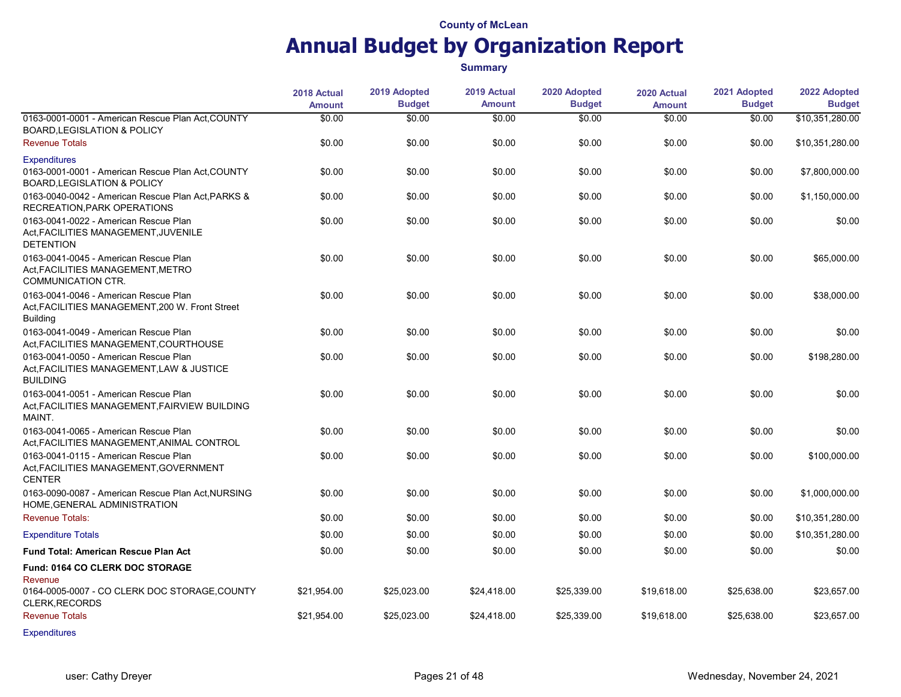County of McLean

# Annual Budget by Organization Report

**Summary**

| | 2018 Actual Amount | 2019 Adopted Budget | 2019 Actual Amount | 2020 Adopted Budget | 2020 Actual Amount | 2021 Adopted Budget | 2022 Adopted Budget |
|---|---|---|---|---|---|---|---|
| 0163-0001-0001 - American Rescue Plan Act,COUNTY BOARD,LEGISLATION & POLICY | $0.00 | $0.00 | $0.00 | $0.00 | $0.00 | $0.00 | $10,351,280.00 |
| Revenue Totals | $0.00 | $0.00 | $0.00 | $0.00 | $0.00 | $0.00 | $10,351,280.00 |
| Expenditures | | | | | | | |
| 0163-0001-0001 - American Rescue Plan Act,COUNTY BOARD,LEGISLATION & POLICY | $0.00 | $0.00 | $0.00 | $0.00 | $0.00 | $0.00 | $7,800,000.00 |
| 0163-0040-0042 - American Rescue Plan Act,PARKS & RECREATION,PARK OPERATIONS | $0.00 | $0.00 | $0.00 | $0.00 | $0.00 | $0.00 | $1,150,000.00 |
| 0163-0041-0022 - American Rescue Plan Act,FACILITIES MANAGEMENT,JUVENILE DETENTION | $0.00 | $0.00 | $0.00 | $0.00 | $0.00 | $0.00 | $0.00 |
| 0163-0041-0045 - American Rescue Plan Act,FACILITIES MANAGEMENT,METRO COMMUNICATION CTR. | $0.00 | $0.00 | $0.00 | $0.00 | $0.00 | $0.00 | $65,000.00 |
| 0163-0041-0046 - American Rescue Plan Act,FACILITIES MANAGEMENT,200 W. Front Street Building | $0.00 | $0.00 | $0.00 | $0.00 | $0.00 | $0.00 | $38,000.00 |
| 0163-0041-0049 - American Rescue Plan Act,FACILITIES MANAGEMENT,COURTHOUSE | $0.00 | $0.00 | $0.00 | $0.00 | $0.00 | $0.00 | $0.00 |
| 0163-0041-0050 - American Rescue Plan Act,FACILITIES MANAGEMENT,LAW & JUSTICE BUILDING | $0.00 | $0.00 | $0.00 | $0.00 | $0.00 | $0.00 | $198,280.00 |
| 0163-0041-0051 - American Rescue Plan Act,FACILITIES MANAGEMENT,FAIRVIEW BUILDING MAINT. | $0.00 | $0.00 | $0.00 | $0.00 | $0.00 | $0.00 | $0.00 |
| 0163-0041-0065 - American Rescue Plan Act,FACILITIES MANAGEMENT,ANIMAL CONTROL | $0.00 | $0.00 | $0.00 | $0.00 | $0.00 | $0.00 | $0.00 |
| 0163-0041-0115 - American Rescue Plan Act,FACILITIES MANAGEMENT,GOVERNMENT CENTER | $0.00 | $0.00 | $0.00 | $0.00 | $0.00 | $0.00 | $100,000.00 |
| 0163-0090-0087 - American Rescue Plan Act,NURSING HOME,GENERAL ADMINISTRATION | $0.00 | $0.00 | $0.00 | $0.00 | $0.00 | $0.00 | $1,000,000.00 |
| Revenue Totals: | $0.00 | $0.00 | $0.00 | $0.00 | $0.00 | $0.00 | $10,351,280.00 |
| Expenditure Totals | $0.00 | $0.00 | $0.00 | $0.00 | $0.00 | $0.00 | $10,351,280.00 |
| **Fund Total: American Rescue Plan Act** | $0.00 | $0.00 | $0.00 | $0.00 | $0.00 | $0.00 | $0.00 |
| **Fund: 0164 CO CLERK DOC STORAGE** | | | | | | | |
| Revenue | | | | | | | |
| 0164-0005-0007 - CO CLERK DOC STORAGE,COUNTY CLERK,RECORDS | $21,954.00 | $25,023.00 | $24,418.00 | $25,339.00 | $19,618.00 | $25,638.00 | $23,657.00 |
| Revenue Totals | $21,954.00 | $25,023.00 | $24,418.00 | $25,339.00 | $19,618.00 | $25,638.00 | $23,657.00 |
| Expenditures | | | | | | | |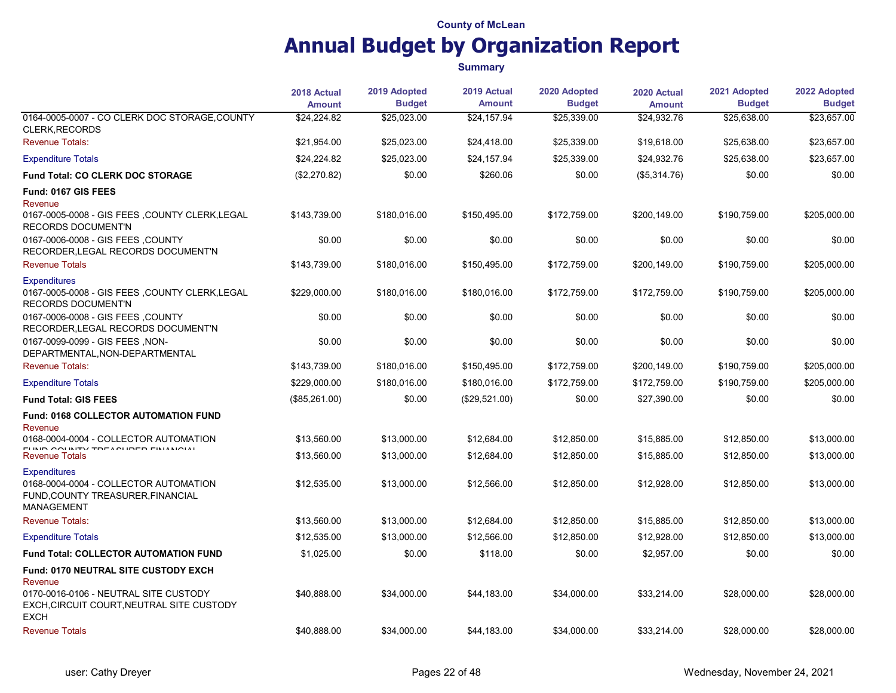County of McLean

# Annual Budget by Organization Report

**Summary**

| | 2018 Actual Amount | 2019 Adopted Budget | 2019 Actual Amount | 2020 Adopted Budget | 2020 Actual Amount | 2021 Adopted Budget | 2022 Adopted Budget |
|---|---|---|---|---|---|---|---|
| 0164-0005-0007 - CO CLERK DOC STORAGE,COUNTY CLERK,RECORDS | $24,224.82 | $25,023.00 | $24,157.94 | $25,339.00 | $24,932.76 | $25,638.00 | $23,657.00 |
| Revenue Totals: | $21,954.00 | $25,023.00 | $24,418.00 | $25,339.00 | $19,618.00 | $25,638.00 | $23,657.00 |
| Expenditure Totals | $24,224.82 | $25,023.00 | $24,157.94 | $25,339.00 | $24,932.76 | $25,638.00 | $23,657.00 |
| **Fund Total: CO CLERK DOC STORAGE** | ($2,270.82) | $0.00 | $260.06 | $0.00 | ($5,314.76) | $0.00 | $0.00 |
| **Fund: 0167 GIS FEES** | | | | | | | |
| Revenue | | | | | | | |
| 0167-0005-0008 - GIS FEES ,COUNTY CLERK,LEGAL RECORDS DOCUMENT'N | $143,739.00 | $180,016.00 | $150,495.00 | $172,759.00 | $200,149.00 | $190,759.00 | $205,000.00 |
| 0167-0006-0008 - GIS FEES ,COUNTY RECORDER,LEGAL RECORDS DOCUMENT'N | $0.00 | $0.00 | $0.00 | $0.00 | $0.00 | $0.00 | $0.00 |
| Revenue Totals | $143,739.00 | $180,016.00 | $150,495.00 | $172,759.00 | $200,149.00 | $190,759.00 | $205,000.00 |
| Expenditures | | | | | | | |
| 0167-0005-0008 - GIS FEES ,COUNTY CLERK,LEGAL RECORDS DOCUMENT'N | $229,000.00 | $180,016.00 | $180,016.00 | $172,759.00 | $172,759.00 | $190,759.00 | $205,000.00 |
| 0167-0006-0008 - GIS FEES ,COUNTY RECORDER,LEGAL RECORDS DOCUMENT'N | $0.00 | $0.00 | $0.00 | $0.00 | $0.00 | $0.00 | $0.00 |
| 0167-0099-0099 - GIS FEES ,NON-DEPARTMENTAL,NON-DEPARTMENTAL | $0.00 | $0.00 | $0.00 | $0.00 | $0.00 | $0.00 | $0.00 |
| Revenue Totals: | $143,739.00 | $180,016.00 | $150,495.00 | $172,759.00 | $200,149.00 | $190,759.00 | $205,000.00 |
| Expenditure Totals | $229,000.00 | $180,016.00 | $180,016.00 | $172,759.00 | $172,759.00 | $190,759.00 | $205,000.00 |
| **Fund Total: GIS FEES** | ($85,261.00) | $0.00 | ($29,521.00) | $0.00 | $27,390.00 | $0.00 | $0.00 |
| **Fund: 0168 COLLECTOR AUTOMATION FUND** | | | | | | | |
| Revenue | | | | | | | |
| 0168-0004-0004 - COLLECTOR AUTOMATION FUND,COUNTY TREASURER,FINANCIAL | $13,560.00 | $13,000.00 | $12,684.00 | $12,850.00 | $15,885.00 | $12,850.00 | $13,000.00 |
| Revenue Totals | $13,560.00 | $13,000.00 | $12,684.00 | $12,850.00 | $15,885.00 | $12,850.00 | $13,000.00 |
| Expenditures | | | | | | | |
| 0168-0004-0004 - COLLECTOR AUTOMATION FUND,COUNTY TREASURER,FINANCIAL MANAGEMENT | $12,535.00 | $13,000.00 | $12,566.00 | $12,850.00 | $12,928.00 | $12,850.00 | $13,000.00 |
| Revenue Totals: | $13,560.00 | $13,000.00 | $12,684.00 | $12,850.00 | $15,885.00 | $12,850.00 | $13,000.00 |
| Expenditure Totals | $12,535.00 | $13,000.00 | $12,566.00 | $12,850.00 | $12,928.00 | $12,850.00 | $13,000.00 |
| **Fund Total: COLLECTOR AUTOMATION FUND** | $1,025.00 | $0.00 | $118.00 | $0.00 | $2,957.00 | $0.00 | $0.00 |
| **Fund: 0170 NEUTRAL SITE CUSTODY EXCH** | | | | | | | |
| Revenue | | | | | | | |
| 0170-0016-0106 - NEUTRAL SITE CUSTODY EXCH,CIRCUIT COURT,NEUTRAL SITE CUSTODY EXCH | $40,888.00 | $34,000.00 | $44,183.00 | $34,000.00 | $33,214.00 | $28,000.00 | $28,000.00 |
| Revenue Totals | $40,888.00 | $34,000.00 | $44,183.00 | $34,000.00 | $33,214.00 | $28,000.00 | $28,000.00 |

user: Cathy Dreyer | Wednesday, November 24, 2021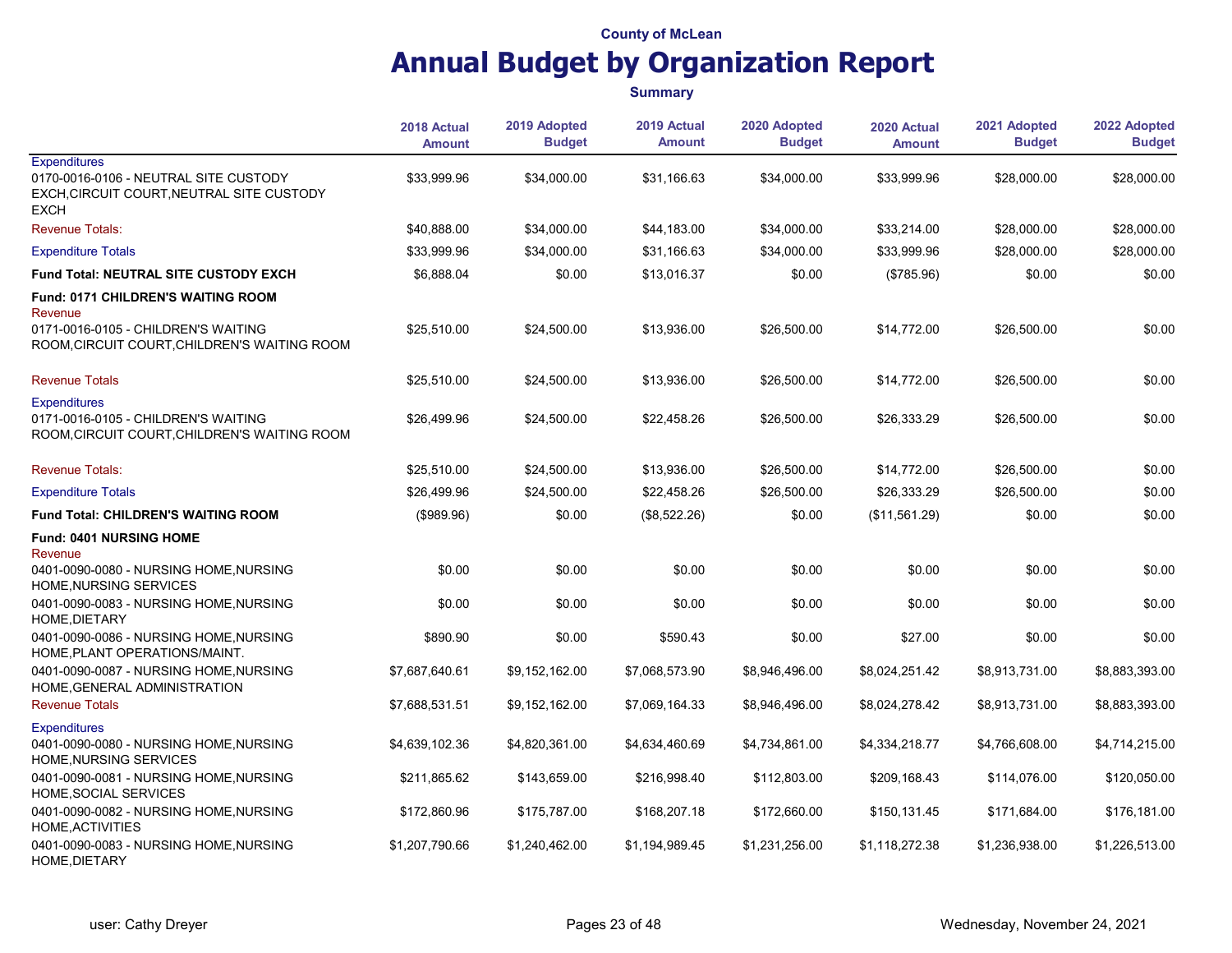County of McLean

# Annual Budget by Organization Report

**Summary**

| | 2018 Actual Amount | 2019 Adopted Budget | 2019 Actual Amount | 2020 Adopted Budget | 2020 Actual Amount | 2021 Adopted Budget | 2022 Adopted Budget |
|---|---|---|---|---|---|---|---|
| Expenditures | | | | | | | |
| 0170-0016-0106 - NEUTRAL SITE CUSTODY EXCH,CIRCUIT COURT,NEUTRAL SITE CUSTODY EXCH | $33,999.96 | $34,000.00 | $31,166.63 | $34,000.00 | $33,999.96 | $28,000.00 | $28,000.00 |
| Revenue Totals: | $40,888.00 | $34,000.00 | $44,183.00 | $34,000.00 | $33,214.00 | $28,000.00 | $28,000.00 |
| Expenditure Totals | $33,999.96 | $34,000.00 | $31,166.63 | $34,000.00 | $33,999.96 | $28,000.00 | $28,000.00 |
| **Fund Total: NEUTRAL SITE CUSTODY EXCH** | $6,888.04 | $0.00 | $13,016.37 | $0.00 | ($785.96) | $0.00 | $0.00 |
| **Fund: 0171 CHILDREN'S WAITING ROOM** | | | | | | | |
| Revenue | | | | | | | |
| 0171-0016-0105 - CHILDREN'S WAITING ROOM,CIRCUIT COURT,CHILDREN'S WAITING ROOM | $25,510.00 | $24,500.00 | $13,936.00 | $26,500.00 | $14,772.00 | $26,500.00 | $0.00 |
| Revenue Totals | $25,510.00 | $24,500.00 | $13,936.00 | $26,500.00 | $14,772.00 | $26,500.00 | $0.00 |
| Expenditures | | | | | | | |
| 0171-0016-0105 - CHILDREN'S WAITING ROOM,CIRCUIT COURT,CHILDREN'S WAITING ROOM | $26,499.96 | $24,500.00 | $22,458.26 | $26,500.00 | $26,333.29 | $26,500.00 | $0.00 |
| Revenue Totals: | $25,510.00 | $24,500.00 | $13,936.00 | $26,500.00 | $14,772.00 | $26,500.00 | $0.00 |
| Expenditure Totals | $26,499.96 | $24,500.00 | $22,458.26 | $26,500.00 | $26,333.29 | $26,500.00 | $0.00 |
| **Fund Total: CHILDREN'S WAITING ROOM** | ($989.96) | $0.00 | ($8,522.26) | $0.00 | ($11,561.29) | $0.00 | $0.00 |
| **Fund: 0401 NURSING HOME** | | | | | | | |
| Revenue | | | | | | | |
| 0401-0090-0080 - NURSING HOME,NURSING HOME,NURSING SERVICES | $0.00 | $0.00 | $0.00 | $0.00 | $0.00 | $0.00 | $0.00 |
| 0401-0090-0083 - NURSING HOME,NURSING HOME,DIETARY | $0.00 | $0.00 | $0.00 | $0.00 | $0.00 | $0.00 | $0.00 |
| 0401-0090-0086 - NURSING HOME,NURSING HOME,PLANT OPERATIONS/MAINT. | $890.90 | $0.00 | $590.43 | $0.00 | $27.00 | $0.00 | $0.00 |
| 0401-0090-0087 - NURSING HOME,NURSING HOME,GENERAL ADMINISTRATION | $7,687,640.61 | $9,152,162.00 | $7,068,573.90 | $8,946,496.00 | $8,024,251.42 | $8,913,731.00 | $8,883,393.00 |
| Revenue Totals | $7,688,531.51 | $9,152,162.00 | $7,069,164.33 | $8,946,496.00 | $8,024,278.42 | $8,913,731.00 | $8,883,393.00 |
| Expenditures | | | | | | | |
| 0401-0090-0080 - NURSING HOME,NURSING HOME,NURSING SERVICES | $4,639,102.36 | $4,820,361.00 | $4,634,460.69 | $4,734,861.00 | $4,334,218.77 | $4,766,608.00 | $4,714,215.00 |
| 0401-0090-0081 - NURSING HOME,NURSING HOME,SOCIAL SERVICES | $211,865.62 | $143,659.00 | $216,998.40 | $112,803.00 | $209,168.43 | $114,076.00 | $120,050.00 |
| 0401-0090-0082 - NURSING HOME,NURSING HOME,ACTIVITIES | $172,860.96 | $175,787.00 | $168,207.18 | $172,660.00 | $150,131.45 | $171,684.00 | $176,181.00 |
| 0401-0090-0083 - NURSING HOME,NURSING HOME,DIETARY | $1,207,790.66 | $1,240,462.00 | $1,194,989.45 | $1,231,256.00 | $1,118,272.38 | $1,236,938.00 | $1,226,513.00 |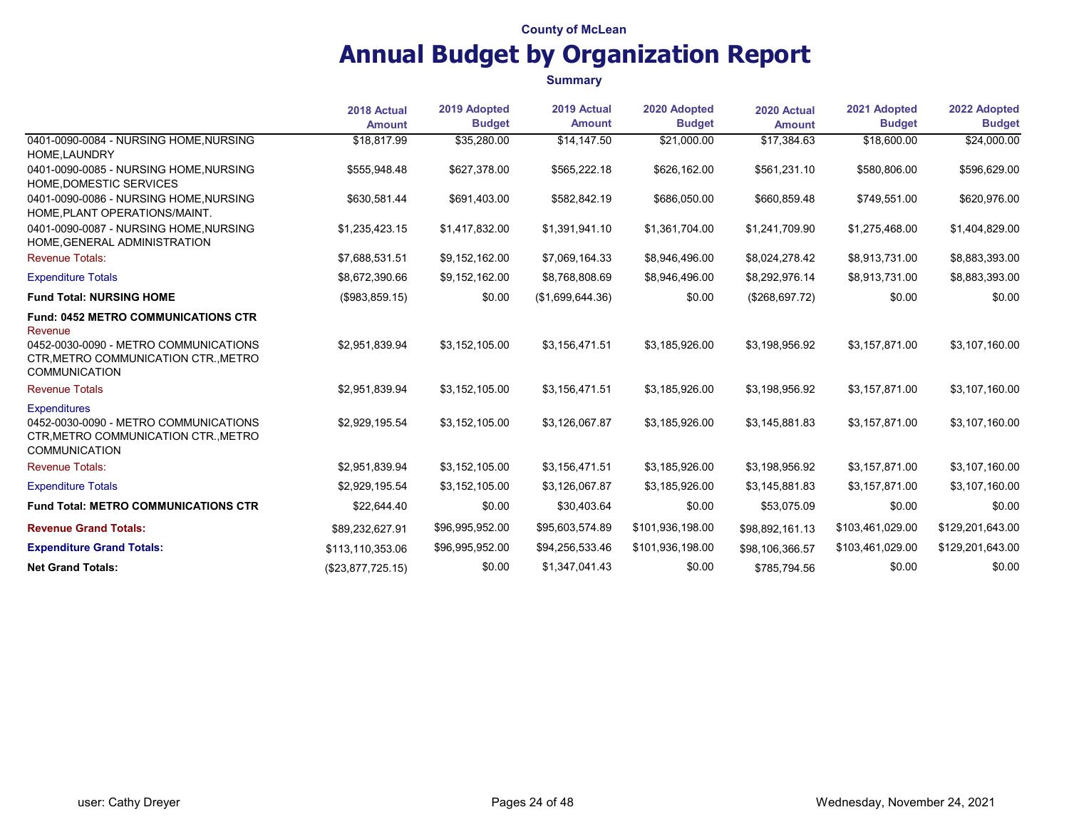County of McLean

# Annual Budget by Organization Report

**Summary**

| | 2018 Actual Amount | 2019 Adopted Budget | 2019 Actual Amount | 2020 Adopted Budget | 2020 Actual Amount | 2021 Adopted Budget | 2022 Adopted Budget |
|---|---|---|---|---|---|---|---|
| 0401-0090-0084 - NURSING HOME,NURSING HOME,LAUNDRY | $18,817.99 | $35,280.00 | $14,147.50 | $21,000.00 | $17,384.63 | $18,600.00 | $24,000.00 |
| 0401-0090-0085 - NURSING HOME,NURSING HOME,DOMESTIC SERVICES | $555,948.48 | $627,378.00 | $565,222.18 | $626,162.00 | $561,231.10 | $580,806.00 | $596,629.00 |
| 0401-0090-0086 - NURSING HOME,NURSING HOME,PLANT OPERATIONS/MAINT. | $630,581.44 | $691,403.00 | $582,842.19 | $686,050.00 | $660,859.48 | $749,551.00 | $620,976.00 |
| 0401-0090-0087 - NURSING HOME,NURSING HOME,GENERAL ADMINISTRATION | $1,235,423.15 | $1,417,832.00 | $1,391,941.10 | $1,361,704.00 | $1,241,709.90 | $1,275,468.00 | $1,404,829.00 |
| Revenue Totals: | $7,688,531.51 | $9,152,162.00 | $7,069,164.33 | $8,946,496.00 | $8,024,278.42 | $8,913,731.00 | $8,883,393.00 |
| Expenditure Totals | $8,672,390.66 | $9,152,162.00 | $8,768,808.69 | $8,946,496.00 | $8,292,976.14 | $8,913,731.00 | $8,883,393.00 |
| **Fund Total: NURSING HOME** | ($983,859.15) | $0.00 | ($1,699,644.36) | $0.00 | ($268,697.72) | $0.00 | $0.00 |
| **Fund: 0452 METRO COMMUNICATIONS CTR** | | | | | | | |
| Revenue | | | | | | | |
| 0452-0030-0090 - METRO COMMUNICATIONS CTR,METRO COMMUNICATION CTR.,METRO COMMUNICATION | $2,951,839.94 | $3,152,105.00 | $3,156,471.51 | $3,185,926.00 | $3,198,956.92 | $3,157,871.00 | $3,107,160.00 |
| Revenue Totals | $2,951,839.94 | $3,152,105.00 | $3,156,471.51 | $3,185,926.00 | $3,198,956.92 | $3,157,871.00 | $3,107,160.00 |
| Expenditures | | | | | | | |
| 0452-0030-0090 - METRO COMMUNICATIONS CTR,METRO COMMUNICATION CTR.,METRO COMMUNICATION | $2,929,195.54 | $3,152,105.00 | $3,126,067.87 | $3,185,926.00 | $3,145,881.83 | $3,157,871.00 | $3,107,160.00 |
| Revenue Totals: | $2,951,839.94 | $3,152,105.00 | $3,156,471.51 | $3,185,926.00 | $3,198,956.92 | $3,157,871.00 | $3,107,160.00 |
| Expenditure Totals | $2,929,195.54 | $3,152,105.00 | $3,126,067.87 | $3,185,926.00 | $3,145,881.83 | $3,157,871.00 | $3,107,160.00 |
| **Fund Total: METRO COMMUNICATIONS CTR** | $22,644.40 | $0.00 | $30,403.64 | $0.00 | $53,075.09 | $0.00 | $0.00 |
| **Revenue Grand Totals:** | $89,232,627.91 | $96,995,952.00 | $95,603,574.89 | $101,936,198.00 | $98,892,161.13 | $103,461,029.00 | $129,201,643.00 |
| **Expenditure Grand Totals:** | $113,110,353.06 | $96,995,952.00 | $94,256,533.46 | $101,936,198.00 | $98,106,366.57 | $103,461,029.00 | $129,201,643.00 |
| **Net Grand Totals:** | ($23,877,725.15) | $0.00 | $1,347,041.43 | $0.00 | $785,794.56 | $0.00 | $0.00 |

user: Cathy Dreyer

Wednesday, November 24, 2021